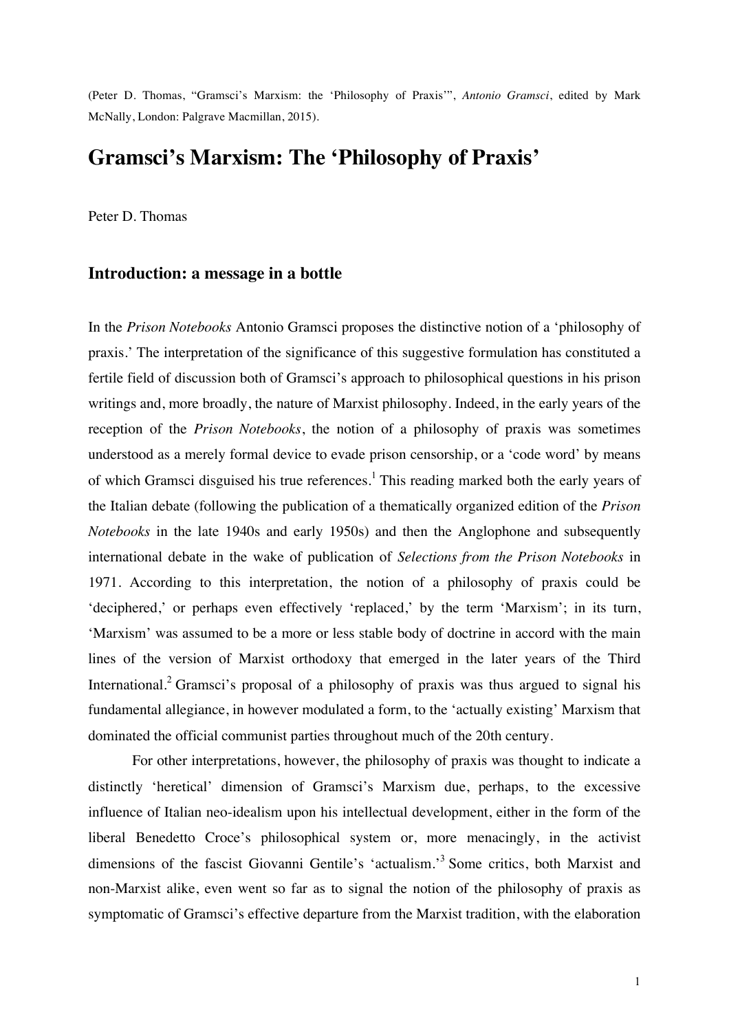(Peter D. Thomas, "Gramsci's Marxism: the 'Philosophy of Praxis'", *Antonio Gramsci*, edited by Mark McNally, London: Palgrave Macmillan, 2015).

# Gramsci's Marxism: The 'Philosophy of Praxis'

Peter D. Thomas

## Introduction: a message in a bottle

In the *Prison Notebooks* Antonio Gramsci proposes the distinctive notion of a 'philosophy of praxis.' The interpretation of the significance of this suggestive formulation has constituted a fertile field of discussion both of Gramsci's approach to philosophical questions in his prison writings and, more broadly, the nature of Marxist philosophy. Indeed, in the early years of the reception of the *Prison Notebooks*, the notion of a philosophy of praxis was sometimes understood as a merely formal device to evade prison censorship, or a 'code word' by means of which Gramsci disguised his true references.[1] This reading marked both the early years of the Italian debate (following the publication of a thematically organized edition of the *Prison Notebooks* in the late 1940s and early 1950s) and then the Anglophone and subsequently international debate in the wake of publication of *Selections from the Prison Notebooks* in 1971. According to this interpretation, the notion of a philosophy of praxis could be 'deciphered,' or perhaps even effectively 'replaced,' by the term 'Marxism'; in its turn, 'Marxism' was assumed to be a more or less stable body of doctrine in accord with the main lines of the version of Marxist orthodoxy that emerged in the later years of the Third International.[2] Gramsci's proposal of a philosophy of praxis was thus argued to signal his fundamental allegiance, in however modulated a form, to the 'actually existing' Marxism that dominated the official communist parties throughout much of the 20th century.

For other interpretations, however, the philosophy of praxis was thought to indicate a distinctly 'heretical' dimension of Gramsci's Marxism due, perhaps, to the excessive influence of Italian neo-idealism upon his intellectual development, either in the form of the liberal Benedetto Croce's philosophical system or, more menacingly, in the activist dimensions of the fascist Giovanni Gentile's 'actualism.'[3] Some critics, both Marxist and non-Marxist alike, even went so far as to signal the notion of the philosophy of praxis as symptomatic of Gramsci's effective departure from the Marxist tradition, with the elaboration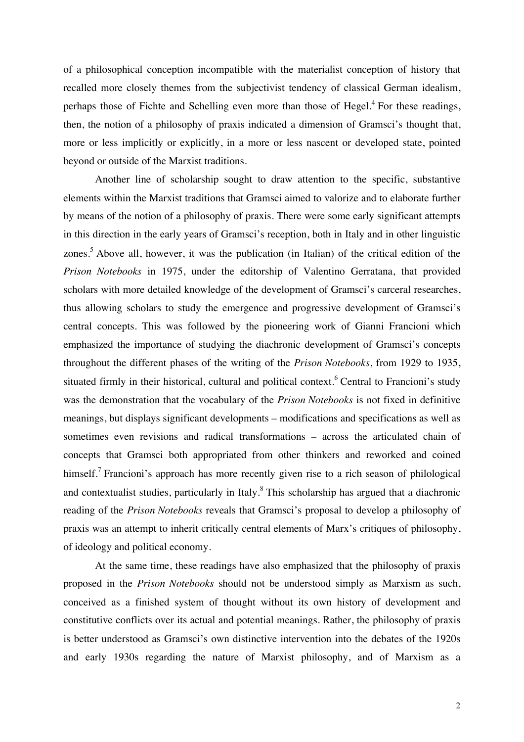of a philosophical conception incompatible with the materialist conception of history that recalled more closely themes from the subjectivist tendency of classical German idealism, perhaps those of Fichte and Schelling even more than those of Hegel.[4] For these readings, then, the notion of a philosophy of praxis indicated a dimension of Gramsci's thought that, more or less implicitly or explicitly, in a more or less nascent or developed state, pointed beyond or outside of the Marxist traditions.

Another line of scholarship sought to draw attention to the specific, substantive elements within the Marxist traditions that Gramsci aimed to valorize and to elaborate further by means of the notion of a philosophy of praxis. There were some early significant attempts in this direction in the early years of Gramsci's reception, both in Italy and in other linguistic zones.[5] Above all, however, it was the publication (in Italian) of the critical edition of the *Prison Notebooks* in 1975, under the editorship of Valentino Gerratana, that provided scholars with more detailed knowledge of the development of Gramsci's carceral researches, thus allowing scholars to study the emergence and progressive development of Gramsci's central concepts. This was followed by the pioneering work of Gianni Francioni which emphasized the importance of studying the diachronic development of Gramsci's concepts throughout the different phases of the writing of the *Prison Notebooks*, from 1929 to 1935, situated firmly in their historical, cultural and political context.[6] Central to Francioni's study was the demonstration that the vocabulary of the *Prison Notebooks* is not fixed in definitive meanings, but displays significant developments – modifications and specifications as well as sometimes even revisions and radical transformations – across the articulated chain of concepts that Gramsci both appropriated from other thinkers and reworked and coined himself.[7] Francioni's approach has more recently given rise to a rich season of philological and contextualist studies, particularly in Italy.[8] This scholarship has argued that a diachronic reading of the *Prison Notebooks* reveals that Gramsci's proposal to develop a philosophy of praxis was an attempt to inherit critically central elements of Marx's critiques of philosophy, of ideology and political economy.

At the same time, these readings have also emphasized that the philosophy of praxis proposed in the *Prison Notebooks* should not be understood simply as Marxism as such, conceived as a finished system of thought without its own history of development and constitutive conflicts over its actual and potential meanings. Rather, the philosophy of praxis is better understood as Gramsci's own distinctive intervention into the debates of the 1920s and early 1930s regarding the nature of Marxist philosophy, and of Marxism as a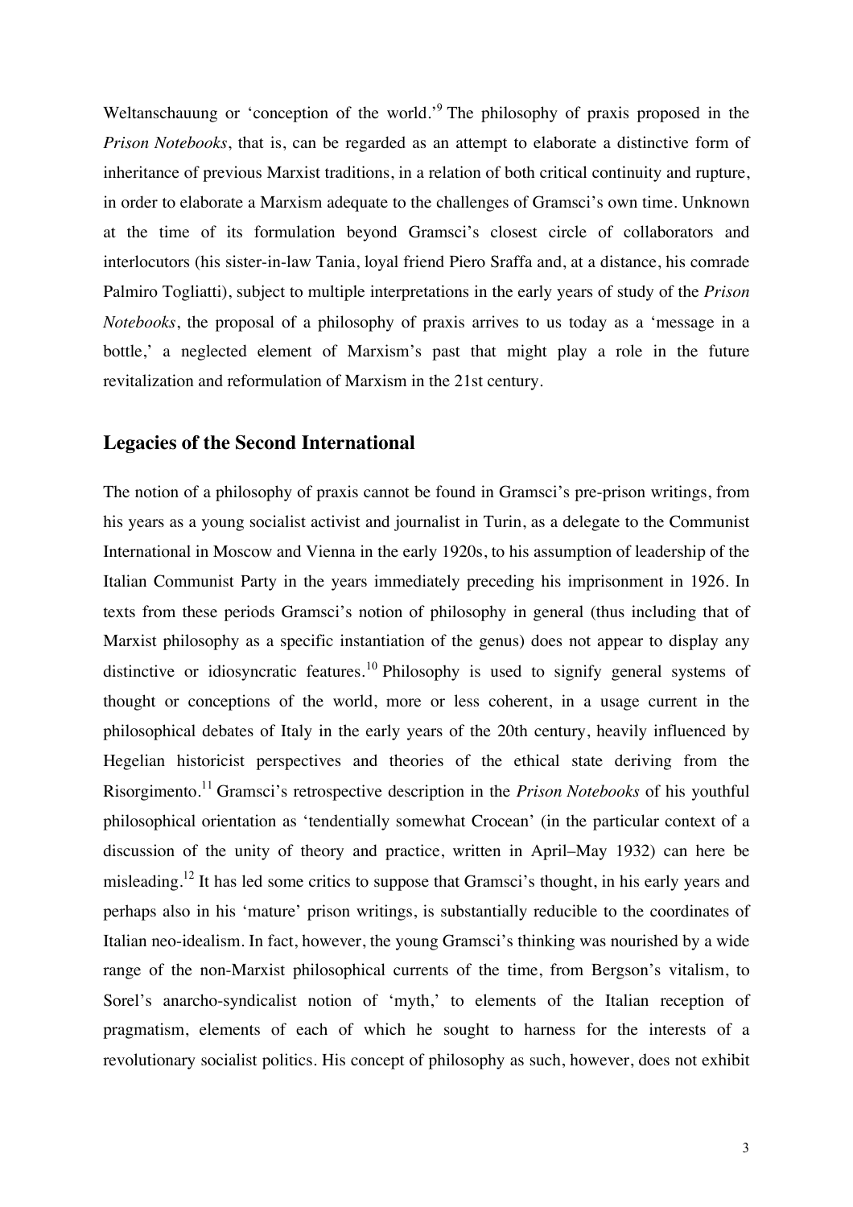Weltanschauung or 'conception of the world.'[9] The philosophy of praxis proposed in the *Prison Notebooks*, that is, can be regarded as an attempt to elaborate a distinctive form of inheritance of previous Marxist traditions, in a relation of both critical continuity and rupture, in order to elaborate a Marxism adequate to the challenges of Gramsci's own time. Unknown at the time of its formulation beyond Gramsci's closest circle of collaborators and interlocutors (his sister-in-law Tania, loyal friend Piero Sraffa and, at a distance, his comrade Palmiro Togliatti), subject to multiple interpretations in the early years of study of the *Prison Notebooks*, the proposal of a philosophy of praxis arrives to us today as a 'message in a bottle,' a neglected element of Marxism's past that might play a role in the future revitalization and reformulation of Marxism in the 21st century.

## Legacies of the Second International

The notion of a philosophy of praxis cannot be found in Gramsci's pre-prison writings, from his years as a young socialist activist and journalist in Turin, as a delegate to the Communist International in Moscow and Vienna in the early 1920s, to his assumption of leadership of the Italian Communist Party in the years immediately preceding his imprisonment in 1926. In texts from these periods Gramsci's notion of philosophy in general (thus including that of Marxist philosophy as a specific instantiation of the genus) does not appear to display any distinctive or idiosyncratic features.[10] Philosophy is used to signify general systems of thought or conceptions of the world, more or less coherent, in a usage current in the philosophical debates of Italy in the early years of the 20th century, heavily influenced by Hegelian historicist perspectives and theories of the ethical state deriving from the Risorgimento.[11] Gramsci's retrospective description in the *Prison Notebooks* of his youthful philosophical orientation as 'tendentially somewhat Crocean' (in the particular context of a discussion of the unity of theory and practice, written in April–May 1932) can here be misleading.[12] It has led some critics to suppose that Gramsci's thought, in his early years and perhaps also in his 'mature' prison writings, is substantially reducible to the coordinates of Italian neo-idealism. In fact, however, the young Gramsci's thinking was nourished by a wide range of the non-Marxist philosophical currents of the time, from Bergson's vitalism, to Sorel's anarcho-syndicalist notion of 'myth,' to elements of the Italian reception of pragmatism, elements of each of which he sought to harness for the interests of a revolutionary socialist politics. His concept of philosophy as such, however, does not exhibit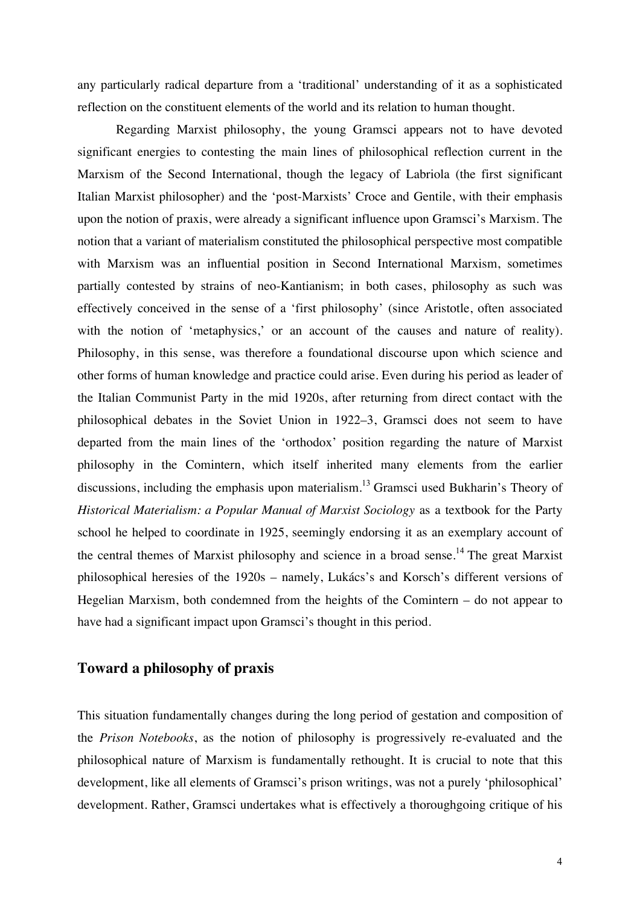any particularly radical departure from a 'traditional' understanding of it as a sophisticated reflection on the constituent elements of the world and its relation to human thought.

Regarding Marxist philosophy, the young Gramsci appears not to have devoted significant energies to contesting the main lines of philosophical reflection current in the Marxism of the Second International, though the legacy of Labriola (the first significant Italian Marxist philosopher) and the 'post-Marxists' Croce and Gentile, with their emphasis upon the notion of praxis, were already a significant influence upon Gramsci's Marxism. The notion that a variant of materialism constituted the philosophical perspective most compatible with Marxism was an influential position in Second International Marxism, sometimes partially contested by strains of neo-Kantianism; in both cases, philosophy as such was effectively conceived in the sense of a 'first philosophy' (since Aristotle, often associated with the notion of 'metaphysics,' or an account of the causes and nature of reality). Philosophy, in this sense, was therefore a foundational discourse upon which science and other forms of human knowledge and practice could arise. Even during his period as leader of the Italian Communist Party in the mid 1920s, after returning from direct contact with the philosophical debates in the Soviet Union in 1922–3, Gramsci does not seem to have departed from the main lines of the 'orthodox' position regarding the nature of Marxist philosophy in the Comintern, which itself inherited many elements from the earlier discussions, including the emphasis upon materialism.[13] Gramsci used Bukharin's Theory of *Historical Materialism: a Popular Manual of Marxist Sociology* as a textbook for the Party school he helped to coordinate in 1925, seemingly endorsing it as an exemplary account of the central themes of Marxist philosophy and science in a broad sense.[14] The great Marxist philosophical heresies of the 1920s – namely, Lukács's and Korsch's different versions of Hegelian Marxism, both condemned from the heights of the Comintern – do not appear to have had a significant impact upon Gramsci's thought in this period.

## Toward a philosophy of praxis

This situation fundamentally changes during the long period of gestation and composition of the *Prison Notebooks*, as the notion of philosophy is progressively re-evaluated and the philosophical nature of Marxism is fundamentally rethought. It is crucial to note that this development, like all elements of Gramsci's prison writings, was not a purely 'philosophical' development. Rather, Gramsci undertakes what is effectively a thoroughgoing critique of his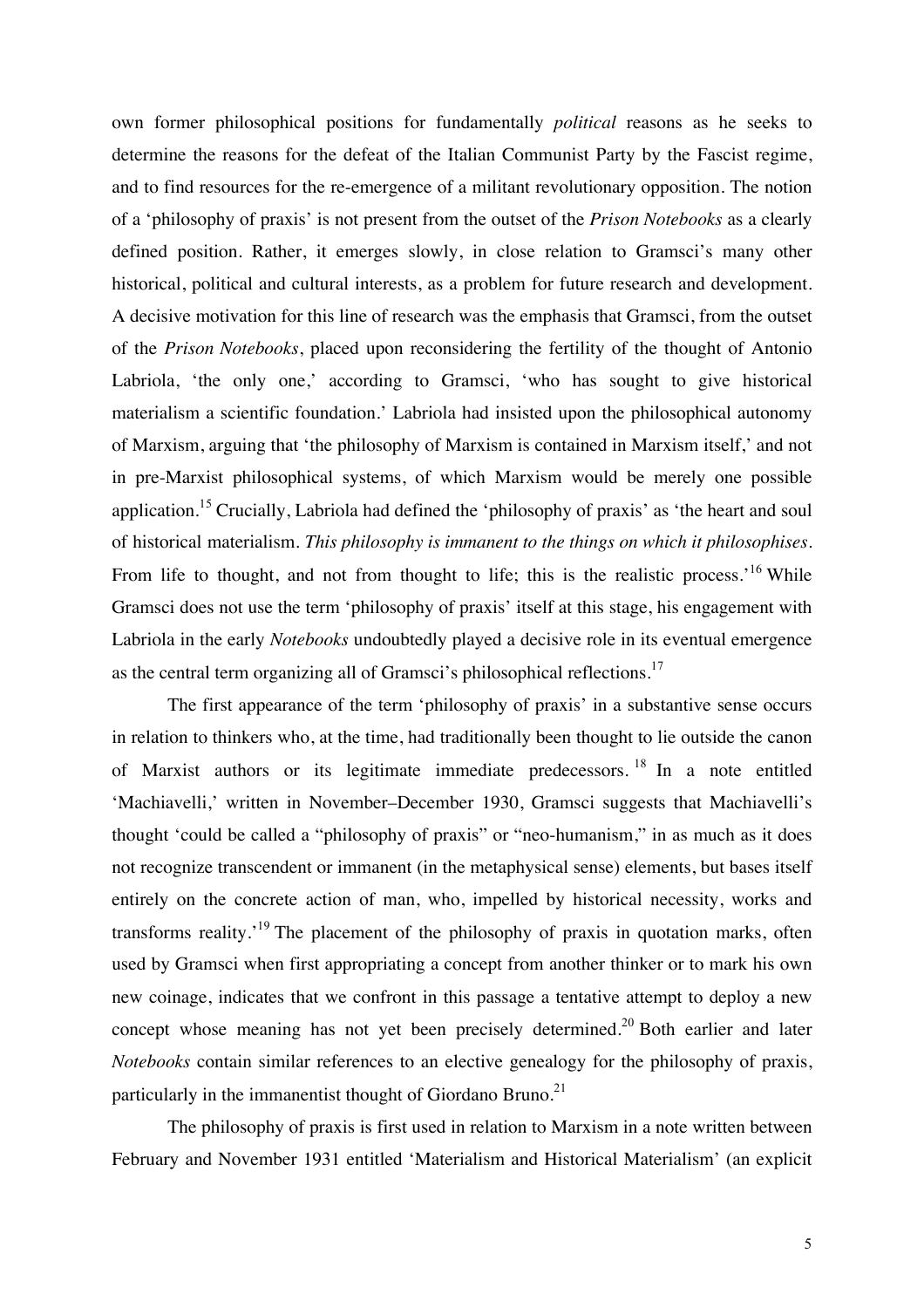own former philosophical positions for fundamentally *political* reasons as he seeks to determine the reasons for the defeat of the Italian Communist Party by the Fascist regime, and to find resources for the re-emergence of a militant revolutionary opposition. The notion of a 'philosophy of praxis' is not present from the outset of the *Prison Notebooks* as a clearly defined position. Rather, it emerges slowly, in close relation to Gramsci's many other historical, political and cultural interests, as a problem for future research and development. A decisive motivation for this line of research was the emphasis that Gramsci, from the outset of the *Prison Notebooks*, placed upon reconsidering the fertility of the thought of Antonio Labriola, 'the only one,' according to Gramsci, 'who has sought to give historical materialism a scientific foundation.' Labriola had insisted upon the philosophical autonomy of Marxism, arguing that 'the philosophy of Marxism is contained in Marxism itself,' and not in pre-Marxist philosophical systems, of which Marxism would be merely one possible application.[15] Crucially, Labriola had defined the 'philosophy of praxis' as 'the heart and soul of historical materialism. *This philosophy is immanent to the things on which it philosophises*. From life to thought, and not from thought to life; this is the realistic process.'[16] While Gramsci does not use the term 'philosophy of praxis' itself at this stage, his engagement with Labriola in the early *Notebooks* undoubtedly played a decisive role in its eventual emergence as the central term organizing all of Gramsci's philosophical reflections.[17]

The first appearance of the term 'philosophy of praxis' in a substantive sense occurs in relation to thinkers who, at the time, had traditionally been thought to lie outside the canon of Marxist authors or its legitimate immediate predecessors.[18] In a note entitled 'Machiavelli,' written in November–December 1930, Gramsci suggests that Machiavelli's thought 'could be called a "philosophy of praxis" or "neo-humanism," in as much as it does not recognize transcendent or immanent (in the metaphysical sense) elements, but bases itself entirely on the concrete action of man, who, impelled by historical necessity, works and transforms reality.'[19] The placement of the philosophy of praxis in quotation marks, often used by Gramsci when first appropriating a concept from another thinker or to mark his own new coinage, indicates that we confront in this passage a tentative attempt to deploy a new concept whose meaning has not yet been precisely determined.[20] Both earlier and later *Notebooks* contain similar references to an elective genealogy for the philosophy of praxis, particularly in the immanentist thought of Giordano Bruno.[21]

The philosophy of praxis is first used in relation to Marxism in a note written between February and November 1931 entitled 'Materialism and Historical Materialism' (an explicit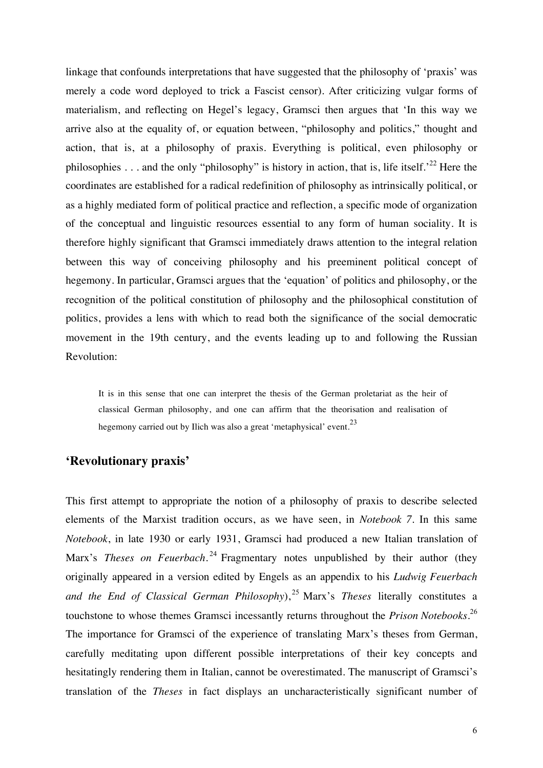linkage that confounds interpretations that have suggested that the philosophy of 'praxis' was merely a code word deployed to trick a Fascist censor). After criticizing vulgar forms of materialism, and reflecting on Hegel's legacy, Gramsci then argues that 'In this way we arrive also at the equality of, or equation between, "philosophy and politics," thought and action, that is, at a philosophy of praxis. Everything is political, even philosophy or philosophies . . . and the only "philosophy" is history in action, that is, life itself.'[22] Here the coordinates are established for a radical redefinition of philosophy as intrinsically political, or as a highly mediated form of political practice and reflection, a specific mode of organization of the conceptual and linguistic resources essential to any form of human sociality. It is therefore highly significant that Gramsci immediately draws attention to the integral relation between this way of conceiving philosophy and his preeminent political concept of hegemony. In particular, Gramsci argues that the 'equation' of politics and philosophy, or the recognition of the political constitution of philosophy and the philosophical constitution of politics, provides a lens with which to read both the significance of the social democratic movement in the 19th century, and the events leading up to and following the Russian Revolution:

> It is in this sense that one can interpret the thesis of the German proletariat as the heir of classical German philosophy, and one can affirm that the theorisation and realisation of hegemony carried out by Ilich was also a great 'metaphysical' event.[23]

## 'Revolutionary praxis'

This first attempt to appropriate the notion of a philosophy of praxis to describe selected elements of the Marxist tradition occurs, as we have seen, in *Notebook 7*. In this same *Notebook*, in late 1930 or early 1931, Gramsci had produced a new Italian translation of Marx's *Theses on Feuerbach*.[24] Fragmentary notes unpublished by their author (they originally appeared in a version edited by Engels as an appendix to his *Ludwig Feuerbach and the End of Classical German Philosophy*),[25] Marx's *Theses* literally constitutes a touchstone to whose themes Gramsci incessantly returns throughout the *Prison Notebooks*.[26] The importance for Gramsci of the experience of translating Marx's theses from German, carefully meditating upon different possible interpretations of their key concepts and hesitatingly rendering them in Italian, cannot be overestimated. The manuscript of Gramsci's translation of the *Theses* in fact displays an uncharacteristically significant number of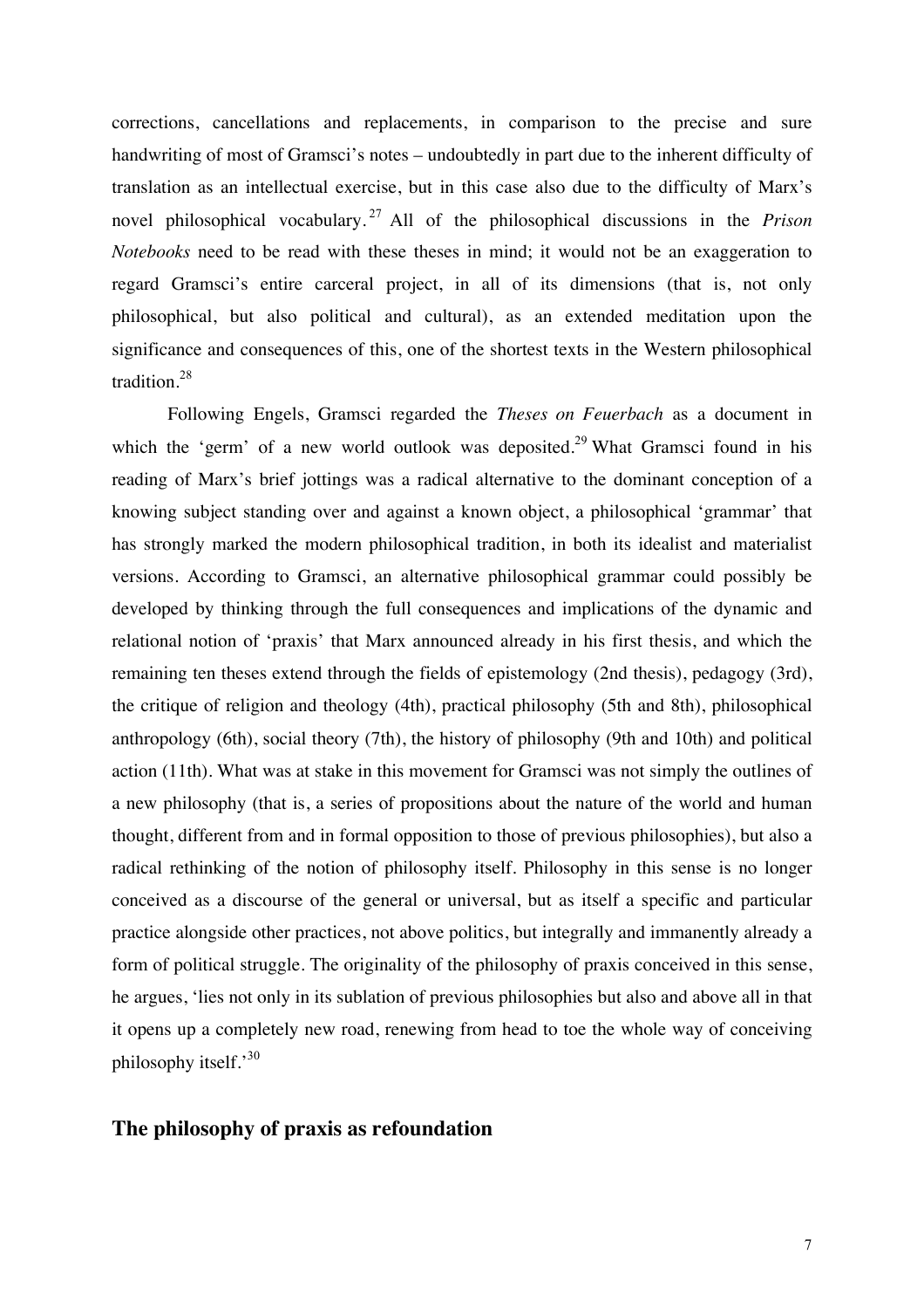corrections, cancellations and replacements, in comparison to the precise and sure handwriting of most of Gramsci's notes – undoubtedly in part due to the inherent difficulty of translation as an intellectual exercise, but in this case also due to the difficulty of Marx's novel philosophical vocabulary.[27] All of the philosophical discussions in the *Prison Notebooks* need to be read with these theses in mind; it would not be an exaggeration to regard Gramsci's entire carceral project, in all of its dimensions (that is, not only philosophical, but also political and cultural), as an extended meditation upon the significance and consequences of this, one of the shortest texts in the Western philosophical tradition.[28]

Following Engels, Gramsci regarded the *Theses on Feuerbach* as a document in which the 'germ' of a new world outlook was deposited.[29] What Gramsci found in his reading of Marx's brief jottings was a radical alternative to the dominant conception of a knowing subject standing over and against a known object, a philosophical 'grammar' that has strongly marked the modern philosophical tradition, in both its idealist and materialist versions. According to Gramsci, an alternative philosophical grammar could possibly be developed by thinking through the full consequences and implications of the dynamic and relational notion of 'praxis' that Marx announced already in his first thesis, and which the remaining ten theses extend through the fields of epistemology (2nd thesis), pedagogy (3rd), the critique of religion and theology (4th), practical philosophy (5th and 8th), philosophical anthropology (6th), social theory (7th), the history of philosophy (9th and 10th) and political action (11th). What was at stake in this movement for Gramsci was not simply the outlines of a new philosophy (that is, a series of propositions about the nature of the world and human thought, different from and in formal opposition to those of previous philosophies), but also a radical rethinking of the notion of philosophy itself. Philosophy in this sense is no longer conceived as a discourse of the general or universal, but as itself a specific and particular practice alongside other practices, not above politics, but integrally and immanently already a form of political struggle. The originality of the philosophy of praxis conceived in this sense, he argues, 'lies not only in its sublation of previous philosophies but also and above all in that it opens up a completely new road, renewing from head to toe the whole way of conceiving philosophy itself.'[30]

## The philosophy of praxis as refoundation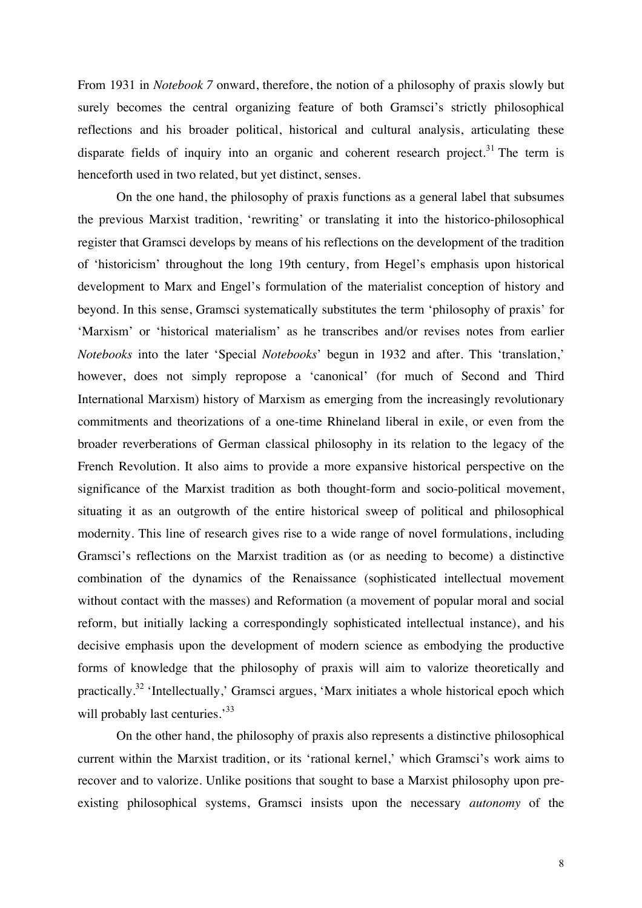From 1931 in *Notebook 7* onward, therefore, the notion of a philosophy of praxis slowly but surely becomes the central organizing feature of both Gramsci's strictly philosophical reflections and his broader political, historical and cultural analysis, articulating these disparate fields of inquiry into an organic and coherent research project.[31] The term is henceforth used in two related, but yet distinct, senses.

On the one hand, the philosophy of praxis functions as a general label that subsumes the previous Marxist tradition, 'rewriting' or translating it into the historico-philosophical register that Gramsci develops by means of his reflections on the development of the tradition of 'historicism' throughout the long 19th century, from Hegel's emphasis upon historical development to Marx and Engel's formulation of the materialist conception of history and beyond. In this sense, Gramsci systematically substitutes the term 'philosophy of praxis' for 'Marxism' or 'historical materialism' as he transcribes and/or revises notes from earlier *Notebooks* into the later 'Special *Notebooks*' begun in 1932 and after. This 'translation,' however, does not simply repropose a 'canonical' (for much of Second and Third International Marxism) history of Marxism as emerging from the increasingly revolutionary commitments and theorizations of a one-time Rhineland liberal in exile, or even from the broader reverberations of German classical philosophy in its relation to the legacy of the French Revolution. It also aims to provide a more expansive historical perspective on the significance of the Marxist tradition as both thought-form and socio-political movement, situating it as an outgrowth of the entire historical sweep of political and philosophical modernity. This line of research gives rise to a wide range of novel formulations, including Gramsci's reflections on the Marxist tradition as (or as needing to become) a distinctive combination of the dynamics of the Renaissance (sophisticated intellectual movement without contact with the masses) and Reformation (a movement of popular moral and social reform, but initially lacking a correspondingly sophisticated intellectual instance), and his decisive emphasis upon the development of modern science as embodying the productive forms of knowledge that the philosophy of praxis will aim to valorize theoretically and practically.[32] 'Intellectually,' Gramsci argues, 'Marx initiates a whole historical epoch which will probably last centuries.'[33]

On the other hand, the philosophy of praxis also represents a distinctive philosophical current within the Marxist tradition, or its 'rational kernel,' which Gramsci's work aims to recover and to valorize. Unlike positions that sought to base a Marxist philosophy upon pre-existing philosophical systems, Gramsci insists upon the necessary *autonomy* of the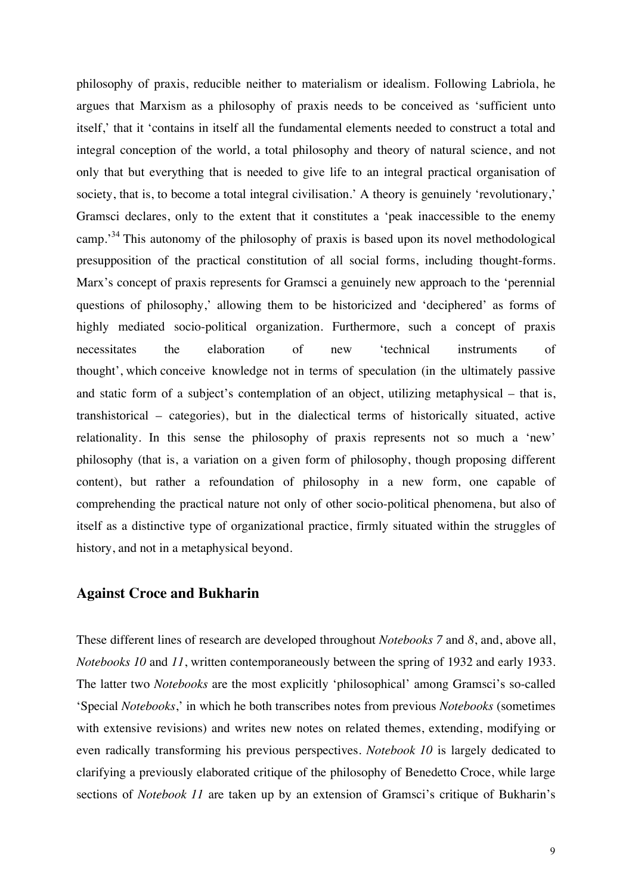philosophy of praxis, reducible neither to materialism or idealism. Following Labriola, he argues that Marxism as a philosophy of praxis needs to be conceived as 'sufficient unto itself,' that it 'contains in itself all the fundamental elements needed to construct a total and integral conception of the world, a total philosophy and theory of natural science, and not only that but everything that is needed to give life to an integral practical organisation of society, that is, to become a total integral civilisation.' A theory is genuinely 'revolutionary,' Gramsci declares, only to the extent that it constitutes a 'peak inaccessible to the enemy camp.'[34] This autonomy of the philosophy of praxis is based upon its novel methodological presupposition of the practical constitution of all social forms, including thought-forms. Marx's concept of praxis represents for Gramsci a genuinely new approach to the 'perennial questions of philosophy,' allowing them to be historicized and 'deciphered' as forms of highly mediated socio-political organization. Furthermore, such a concept of praxis necessitates the elaboration of new 'technical instruments of thought', which conceive knowledge not in terms of speculation (in the ultimately passive and static form of a subject's contemplation of an object, utilizing metaphysical – that is, transhistorical – categories), but in the dialectical terms of historically situated, active relationality. In this sense the philosophy of praxis represents not so much a 'new' philosophy (that is, a variation on a given form of philosophy, though proposing different content), but rather a refoundation of philosophy in a new form, one capable of comprehending the practical nature not only of other socio-political phenomena, but also of itself as a distinctive type of organizational practice, firmly situated within the struggles of history, and not in a metaphysical beyond.

## Against Croce and Bukharin

These different lines of research are developed throughout *Notebooks 7* and *8*, and, above all, *Notebooks 10* and *11*, written contemporaneously between the spring of 1932 and early 1933. The latter two *Notebooks* are the most explicitly 'philosophical' among Gramsci's so-called 'Special *Notebooks*,' in which he both transcribes notes from previous *Notebooks* (sometimes with extensive revisions) and writes new notes on related themes, extending, modifying or even radically transforming his previous perspectives. *Notebook 10* is largely dedicated to clarifying a previously elaborated critique of the philosophy of Benedetto Croce, while large sections of *Notebook 11* are taken up by an extension of Gramsci's critique of Bukharin's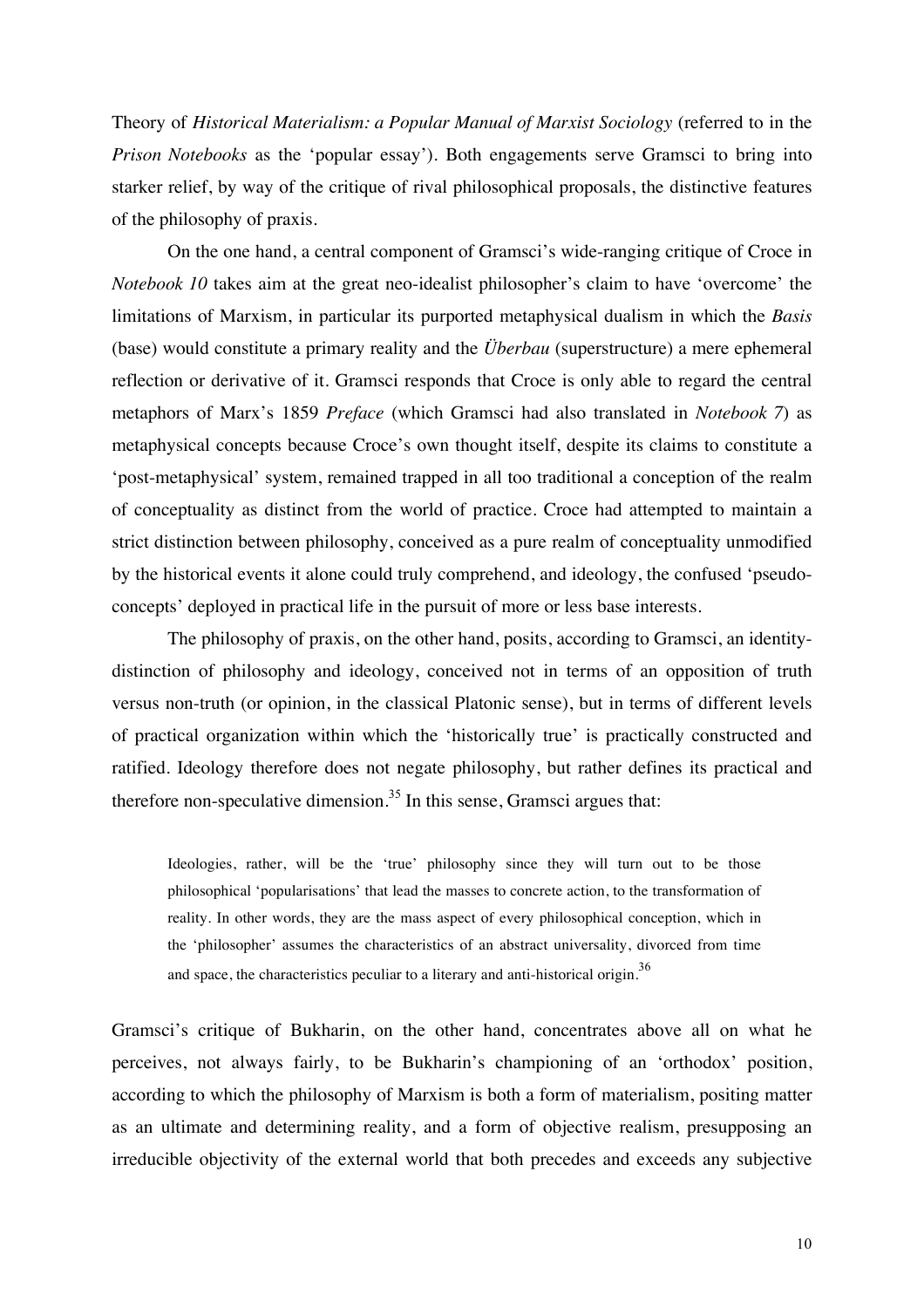Theory of *Historical Materialism: a Popular Manual of Marxist Sociology* (referred to in the *Prison Notebooks* as the 'popular essay'). Both engagements serve Gramsci to bring into starker relief, by way of the critique of rival philosophical proposals, the distinctive features of the philosophy of praxis.

On the one hand, a central component of Gramsci's wide-ranging critique of Croce in *Notebook 10* takes aim at the great neo-idealist philosopher's claim to have 'overcome' the limitations of Marxism, in particular its purported metaphysical dualism in which the *Basis* (base) would constitute a primary reality and the *Überbau* (superstructure) a mere ephemeral reflection or derivative of it. Gramsci responds that Croce is only able to regard the central metaphors of Marx's 1859 *Preface* (which Gramsci had also translated in *Notebook 7*) as metaphysical concepts because Croce's own thought itself, despite its claims to constitute a 'post-metaphysical' system, remained trapped in all too traditional a conception of the realm of conceptuality as distinct from the world of practice. Croce had attempted to maintain a strict distinction between philosophy, conceived as a pure realm of conceptuality unmodified by the historical events it alone could truly comprehend, and ideology, the confused 'pseudo-concepts' deployed in practical life in the pursuit of more or less base interests.

The philosophy of praxis, on the other hand, posits, according to Gramsci, an identity-distinction of philosophy and ideology, conceived not in terms of an opposition of truth versus non-truth (or opinion, in the classical Platonic sense), but in terms of different levels of practical organization within which the 'historically true' is practically constructed and ratified. Ideology therefore does not negate philosophy, but rather defines its practical and therefore non-speculative dimension.[35] In this sense, Gramsci argues that:

> Ideologies, rather, will be the 'true' philosophy since they will turn out to be those philosophical 'popularisations' that lead the masses to concrete action, to the transformation of reality. In other words, they are the mass aspect of every philosophical conception, which in the 'philosopher' assumes the characteristics of an abstract universality, divorced from time and space, the characteristics peculiar to a literary and anti-historical origin.[36]

Gramsci's critique of Bukharin, on the other hand, concentrates above all on what he perceives, not always fairly, to be Bukharin's championing of an 'orthodox' position, according to which the philosophy of Marxism is both a form of materialism, positing matter as an ultimate and determining reality, and a form of objective realism, presupposing an irreducible objectivity of the external world that both precedes and exceeds any subjective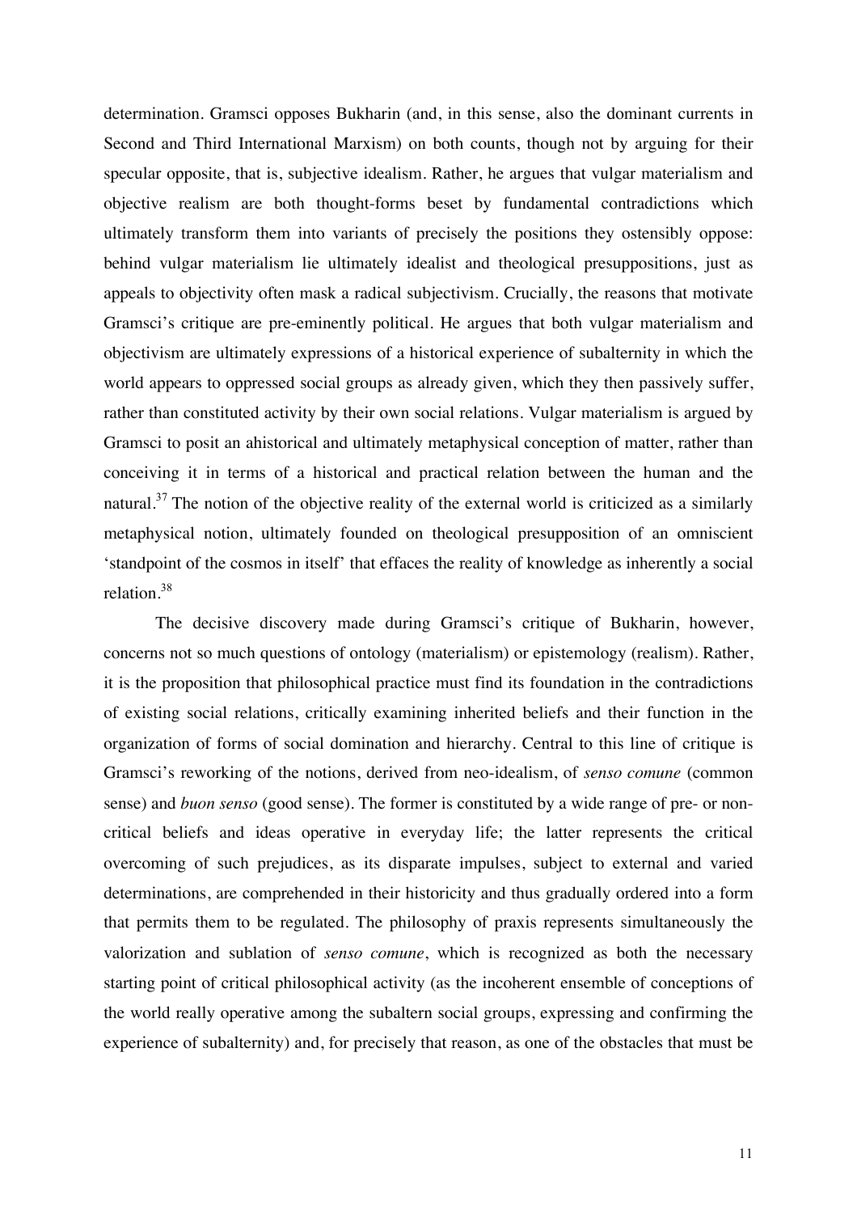determination. Gramsci opposes Bukharin (and, in this sense, also the dominant currents in Second and Third International Marxism) on both counts, though not by arguing for their specular opposite, that is, subjective idealism. Rather, he argues that vulgar materialism and objective realism are both thought-forms beset by fundamental contradictions which ultimately transform them into variants of precisely the positions they ostensibly oppose: behind vulgar materialism lie ultimately idealist and theological presuppositions, just as appeals to objectivity often mask a radical subjectivism. Crucially, the reasons that motivate Gramsci's critique are pre-eminently political. He argues that both vulgar materialism and objectivism are ultimately expressions of a historical experience of subalternity in which the world appears to oppressed social groups as already given, which they then passively suffer, rather than constituted activity by their own social relations. Vulgar materialism is argued by Gramsci to posit an ahistorical and ultimately metaphysical conception of matter, rather than conceiving it in terms of a historical and practical relation between the human and the natural.[37] The notion of the objective reality of the external world is criticized as a similarly metaphysical notion, ultimately founded on theological presupposition of an omniscient 'standpoint of the cosmos in itself' that effaces the reality of knowledge as inherently a social relation.[38]

The decisive discovery made during Gramsci's critique of Bukharin, however, concerns not so much questions of ontology (materialism) or epistemology (realism). Rather, it is the proposition that philosophical practice must find its foundation in the contradictions of existing social relations, critically examining inherited beliefs and their function in the organization of forms of social domination and hierarchy. Central to this line of critique is Gramsci's reworking of the notions, derived from neo-idealism, of *senso comune* (common sense) and *buon senso* (good sense). The former is constituted by a wide range of pre- or non-critical beliefs and ideas operative in everyday life; the latter represents the critical overcoming of such prejudices, as its disparate impulses, subject to external and varied determinations, are comprehended in their historicity and thus gradually ordered into a form that permits them to be regulated. The philosophy of praxis represents simultaneously the valorization and sublation of *senso comune*, which is recognized as both the necessary starting point of critical philosophical activity (as the incoherent ensemble of conceptions of the world really operative among the subaltern social groups, expressing and confirming the experience of subalternity) and, for precisely that reason, as one of the obstacles that must be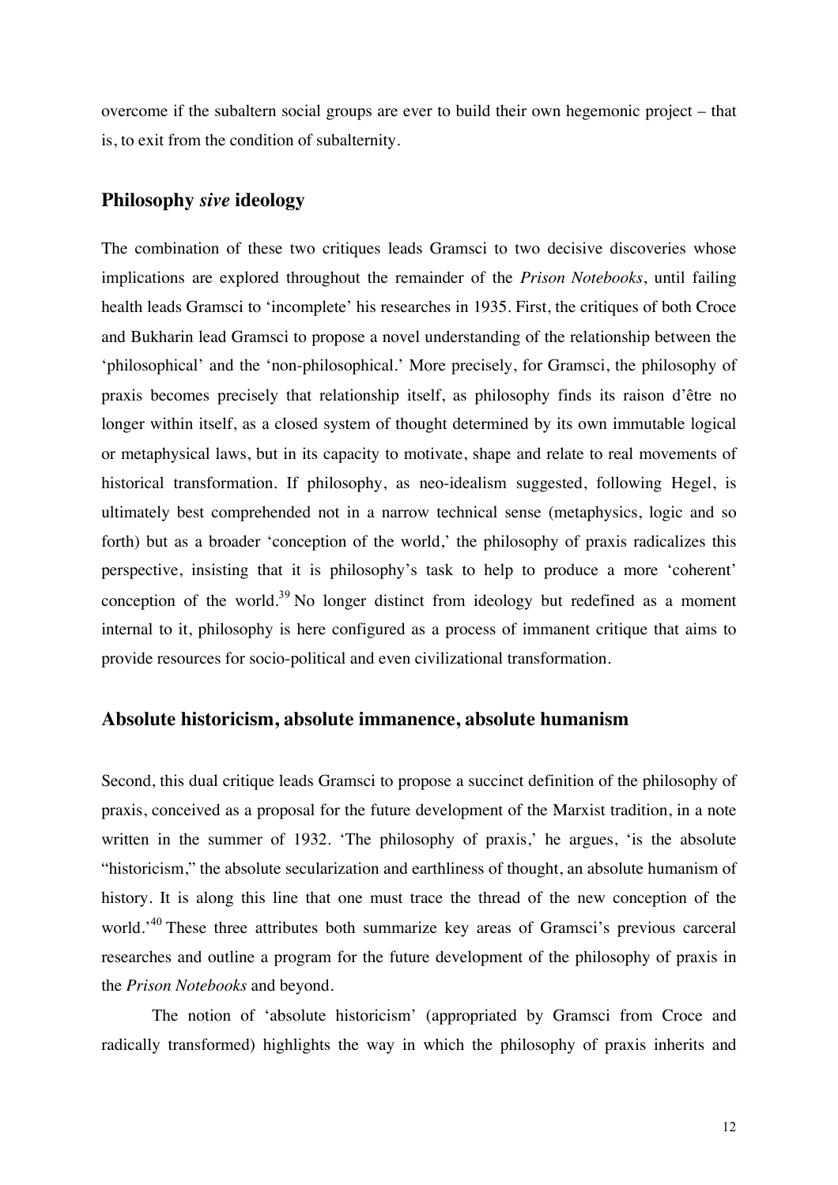overcome if the subaltern social groups are ever to build their own hegemonic project – that is, to exit from the condition of subalternity.

## Philosophy *sive* ideology

The combination of these two critiques leads Gramsci to two decisive discoveries whose implications are explored throughout the remainder of the *Prison Notebooks*, until failing health leads Gramsci to 'incomplete' his researches in 1935. First, the critiques of both Croce and Bukharin lead Gramsci to propose a novel understanding of the relationship between the 'philosophical' and the 'non-philosophical.' More precisely, for Gramsci, the philosophy of praxis becomes precisely that relationship itself, as philosophy finds its raison d'être no longer within itself, as a closed system of thought determined by its own immutable logical or metaphysical laws, but in its capacity to motivate, shape and relate to real movements of historical transformation. If philosophy, as neo-idealism suggested, following Hegel, is ultimately best comprehended not in a narrow technical sense (metaphysics, logic and so forth) but as a broader 'conception of the world,' the philosophy of praxis radicalizes this perspective, insisting that it is philosophy's task to help to produce a more 'coherent' conception of the world.[39] No longer distinct from ideology but redefined as a moment internal to it, philosophy is here configured as a process of immanent critique that aims to provide resources for socio-political and even civilizational transformation.

## Absolute historicism, absolute immanence, absolute humanism

Second, this dual critique leads Gramsci to propose a succinct definition of the philosophy of praxis, conceived as a proposal for the future development of the Marxist tradition, in a note written in the summer of 1932. 'The philosophy of praxis,' he argues, 'is the absolute "historicism," the absolute secularization and earthliness of thought, an absolute humanism of history. It is along this line that one must trace the thread of the new conception of the world.'[40] These three attributes both summarize key areas of Gramsci's previous carceral researches and outline a program for the future development of the philosophy of praxis in the *Prison Notebooks* and beyond.

The notion of 'absolute historicism' (appropriated by Gramsci from Croce and radically transformed) highlights the way in which the philosophy of praxis inherits and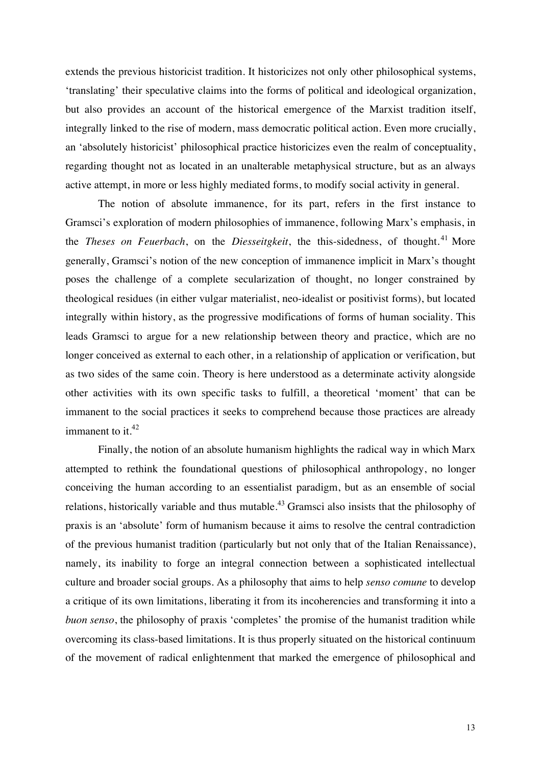extends the previous historicist tradition. It historicizes not only other philosophical systems, 'translating' their speculative claims into the forms of political and ideological organization, but also provides an account of the historical emergence of the Marxist tradition itself, integrally linked to the rise of modern, mass democratic political action. Even more crucially, an 'absolutely historicist' philosophical practice historicizes even the realm of conceptuality, regarding thought not as located in an unalterable metaphysical structure, but as an always active attempt, in more or less highly mediated forms, to modify social activity in general.

The notion of absolute immanence, for its part, refers in the first instance to Gramsci's exploration of modern philosophies of immanence, following Marx's emphasis, in the *Theses on Feuerbach*, on the *Diesseitgkeit*, the this-sidedness, of thought.[41] More generally, Gramsci's notion of the new conception of immanence implicit in Marx's thought poses the challenge of a complete secularization of thought, no longer constrained by theological residues (in either vulgar materialist, neo-idealist or positivist forms), but located integrally within history, as the progressive modifications of forms of human sociality. This leads Gramsci to argue for a new relationship between theory and practice, which are no longer conceived as external to each other, in a relationship of application or verification, but as two sides of the same coin. Theory is here understood as a determinate activity alongside other activities with its own specific tasks to fulfill, a theoretical 'moment' that can be immanent to the social practices it seeks to comprehend because those practices are already immanent to it.[42]

Finally, the notion of an absolute humanism highlights the radical way in which Marx attempted to rethink the foundational questions of philosophical anthropology, no longer conceiving the human according to an essentialist paradigm, but as an ensemble of social relations, historically variable and thus mutable.[43] Gramsci also insists that the philosophy of praxis is an 'absolute' form of humanism because it aims to resolve the central contradiction of the previous humanist tradition (particularly but not only that of the Italian Renaissance), namely, its inability to forge an integral connection between a sophisticated intellectual culture and broader social groups. As a philosophy that aims to help *senso comune* to develop a critique of its own limitations, liberating it from its incoherencies and transforming it into a *buon senso*, the philosophy of praxis 'completes' the promise of the humanist tradition while overcoming its class-based limitations. It is thus properly situated on the historical continuum of the movement of radical enlightenment that marked the emergence of philosophical and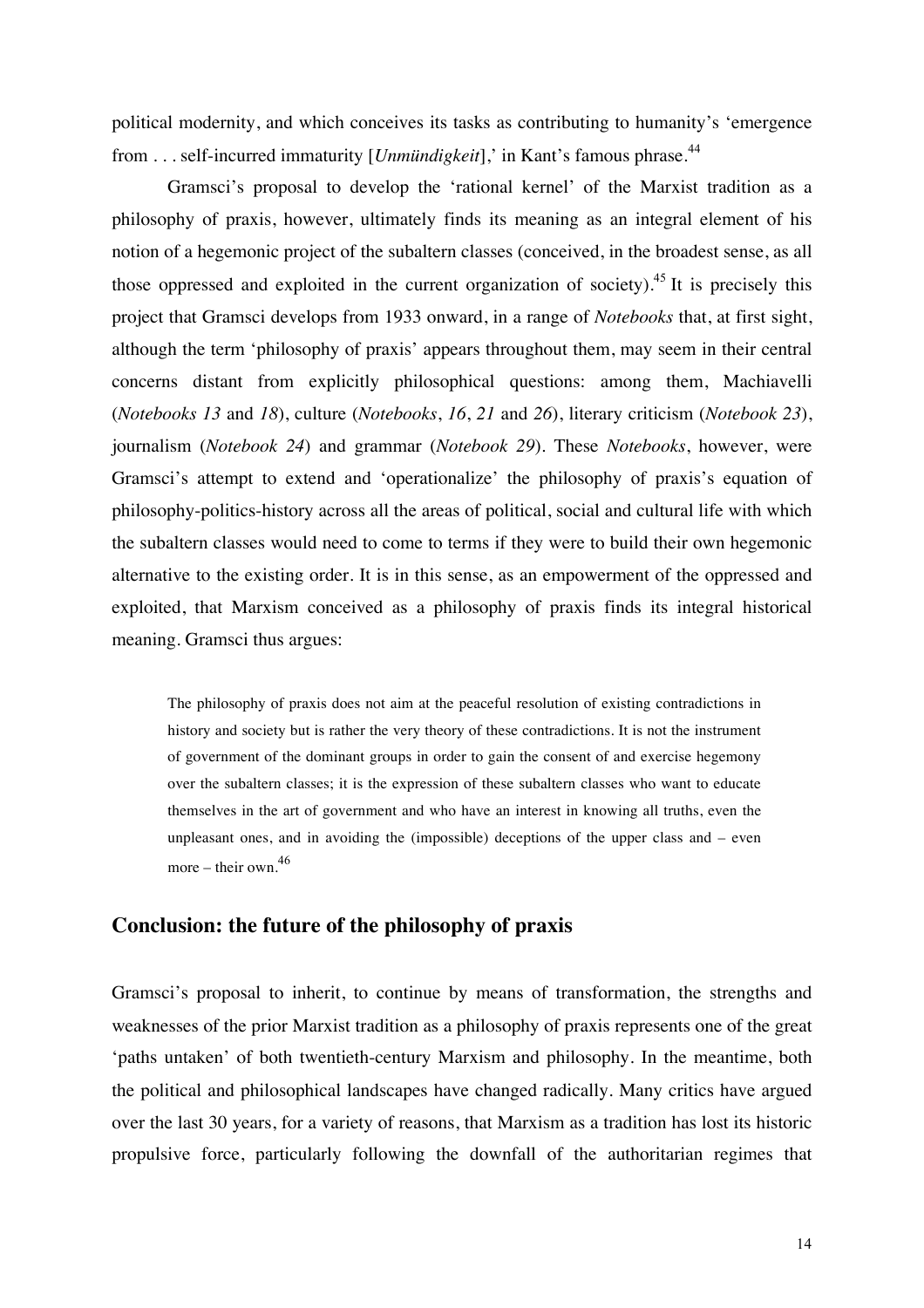political modernity, and which conceives its tasks as contributing to humanity's 'emergence from . . . self-incurred immaturity [*Unmündigkeit*],' in Kant's famous phrase.[44]

Gramsci's proposal to develop the 'rational kernel' of the Marxist tradition as a philosophy of praxis, however, ultimately finds its meaning as an integral element of his notion of a hegemonic project of the subaltern classes (conceived, in the broadest sense, as all those oppressed and exploited in the current organization of society).[45] It is precisely this project that Gramsci develops from 1933 onward, in a range of *Notebooks* that, at first sight, although the term 'philosophy of praxis' appears throughout them, may seem in their central concerns distant from explicitly philosophical questions: among them, Machiavelli (*Notebooks 13* and *18*), culture (*Notebooks*, *16*, *21* and *26*), literary criticism (*Notebook 23*), journalism (*Notebook 24*) and grammar (*Notebook 29*). These *Notebooks*, however, were Gramsci's attempt to extend and 'operationalize' the philosophy of praxis's equation of philosophy-politics-history across all the areas of political, social and cultural life with which the subaltern classes would need to come to terms if they were to build their own hegemonic alternative to the existing order. It is in this sense, as an empowerment of the oppressed and exploited, that Marxism conceived as a philosophy of praxis finds its integral historical meaning. Gramsci thus argues:

> The philosophy of praxis does not aim at the peaceful resolution of existing contradictions in history and society but is rather the very theory of these contradictions. It is not the instrument of government of the dominant groups in order to gain the consent of and exercise hegemony over the subaltern classes; it is the expression of these subaltern classes who want to educate themselves in the art of government and who have an interest in knowing all truths, even the unpleasant ones, and in avoiding the (impossible) deceptions of the upper class and – even more – their own.[46]

## Conclusion: the future of the philosophy of praxis

Gramsci's proposal to inherit, to continue by means of transformation, the strengths and weaknesses of the prior Marxist tradition as a philosophy of praxis represents one of the great 'paths untaken' of both twentieth-century Marxism and philosophy. In the meantime, both the political and philosophical landscapes have changed radically. Many critics have argued over the last 30 years, for a variety of reasons, that Marxism as a tradition has lost its historic propulsive force, particularly following the downfall of the authoritarian regimes that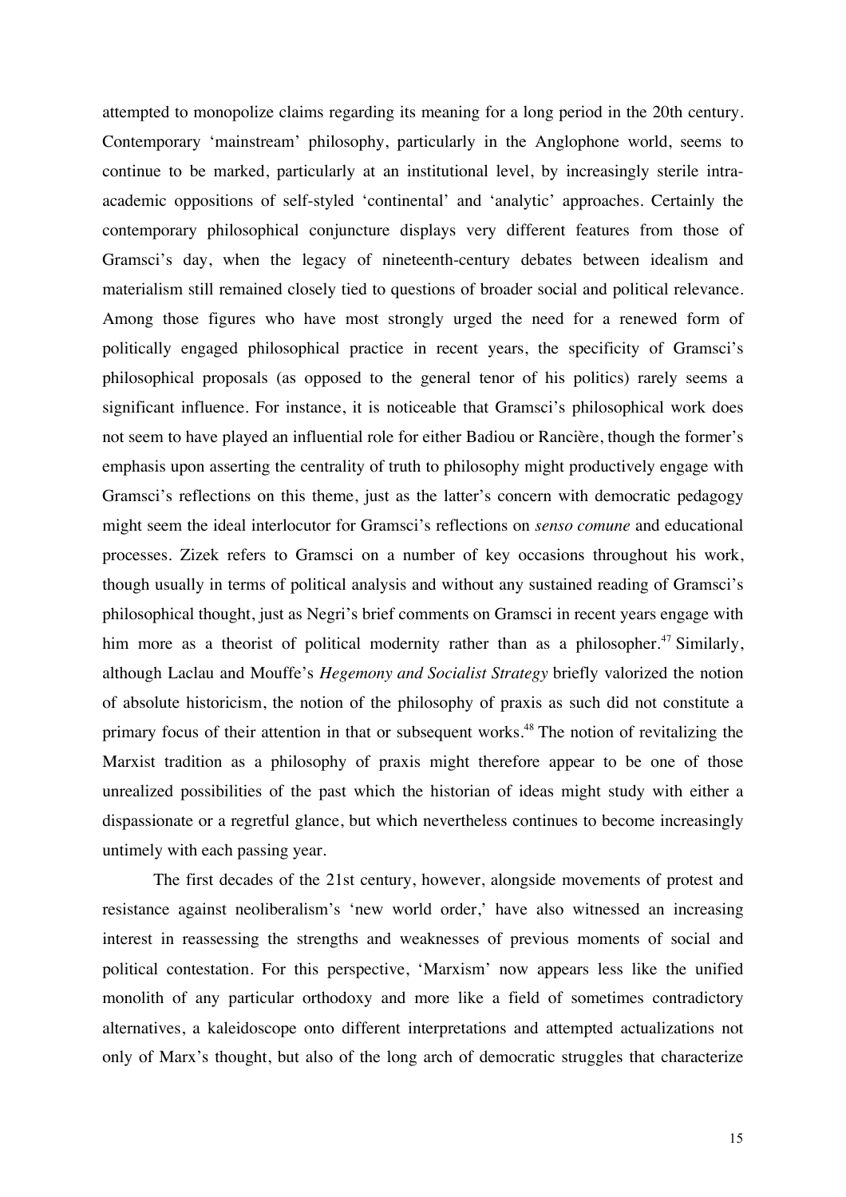attempted to monopolize claims regarding its meaning for a long period in the 20th century. Contemporary 'mainstream' philosophy, particularly in the Anglophone world, seems to continue to be marked, particularly at an institutional level, by increasingly sterile intra-academic oppositions of self-styled 'continental' and 'analytic' approaches. Certainly the contemporary philosophical conjuncture displays very different features from those of Gramsci's day, when the legacy of nineteenth-century debates between idealism and materialism still remained closely tied to questions of broader social and political relevance. Among those figures who have most strongly urged the need for a renewed form of politically engaged philosophical practice in recent years, the specificity of Gramsci's philosophical proposals (as opposed to the general tenor of his politics) rarely seems a significant influence. For instance, it is noticeable that Gramsci's philosophical work does not seem to have played an influential role for either Badiou or Rancière, though the former's emphasis upon asserting the centrality of truth to philosophy might productively engage with Gramsci's reflections on this theme, just as the latter's concern with democratic pedagogy might seem the ideal interlocutor for Gramsci's reflections on *senso comune* and educational processes. Zizek refers to Gramsci on a number of key occasions throughout his work, though usually in terms of political analysis and without any sustained reading of Gramsci's philosophical thought, just as Negri's brief comments on Gramsci in recent years engage with him more as a theorist of political modernity rather than as a philosopher.[47] Similarly, although Laclau and Mouffe's *Hegemony and Socialist Strategy* briefly valorized the notion of absolute historicism, the notion of the philosophy of praxis as such did not constitute a primary focus of their attention in that or subsequent works.[48] The notion of revitalizing the Marxist tradition as a philosophy of praxis might therefore appear to be one of those unrealized possibilities of the past which the historian of ideas might study with either a dispassionate or a regretful glance, but which nevertheless continues to become increasingly untimely with each passing year.

The first decades of the 21st century, however, alongside movements of protest and resistance against neoliberalism's 'new world order,' have also witnessed an increasing interest in reassessing the strengths and weaknesses of previous moments of social and political contestation. For this perspective, 'Marxism' now appears less like the unified monolith of any particular orthodoxy and more like a field of sometimes contradictory alternatives, a kaleidoscope onto different interpretations and attempted actualizations not only of Marx's thought, but also of the long arch of democratic struggles that characterize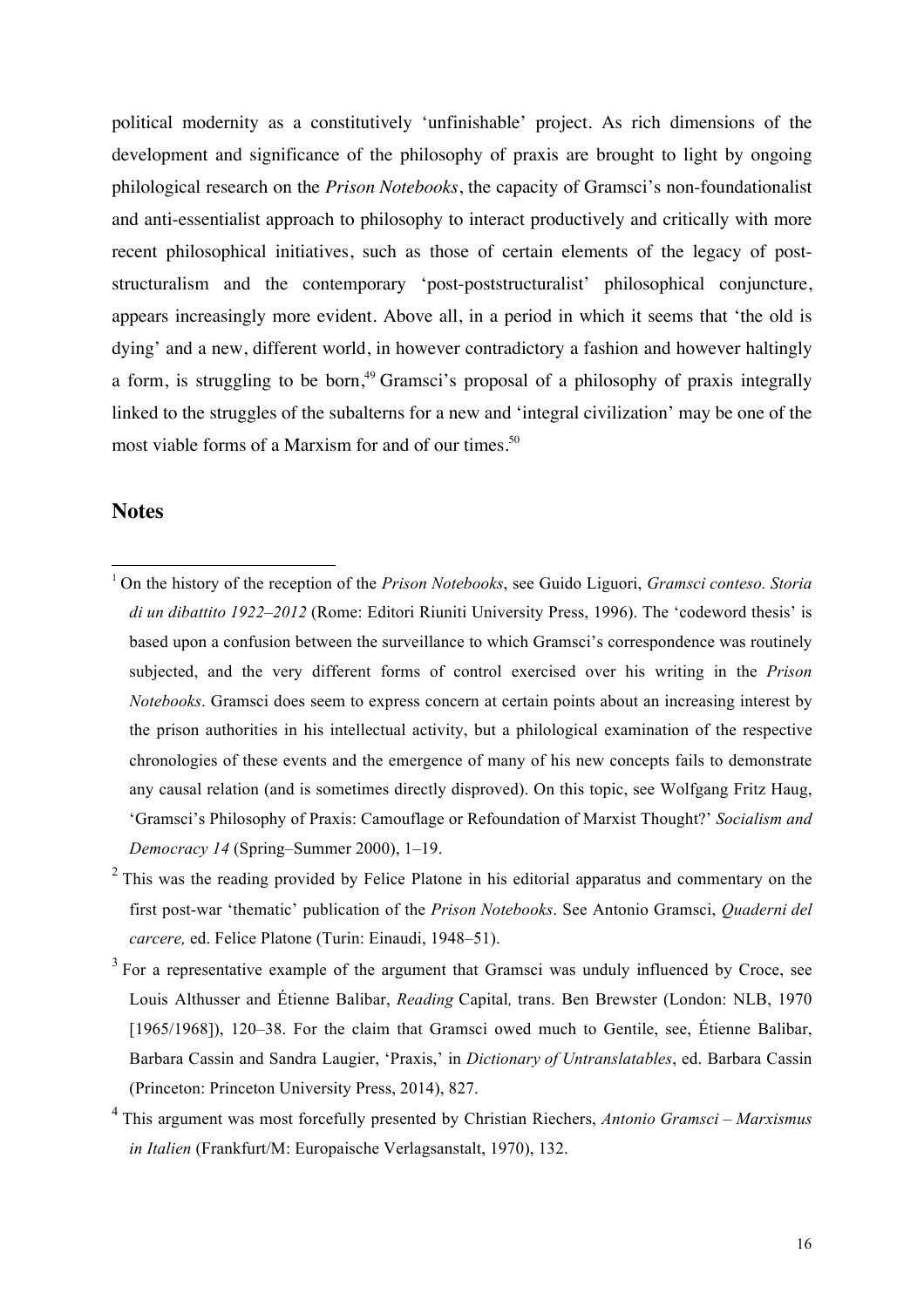political modernity as a constitutively 'unfinishable' project. As rich dimensions of the development and significance of the philosophy of praxis are brought to light by ongoing philological research on the *Prison Notebooks*, the capacity of Gramsci's non-foundationalist and anti-essentialist approach to philosophy to interact productively and critically with more recent philosophical initiatives, such as those of certain elements of the legacy of post-structuralism and the contemporary 'post-poststructuralist' philosophical conjuncture, appears increasingly more evident. Above all, in a period in which it seems that 'the old is dying' and a new, different world, in however contradictory a fashion and however haltingly a form, is struggling to be born,[49] Gramsci's proposal of a philosophy of praxis integrally linked to the struggles of the subalterns for a new and 'integral civilization' may be one of the most viable forms of a Marxism for and of our times.[50]

## Notes

[1] On the history of the reception of the *Prison Notebooks*, see Guido Liguori, *Gramsci conteso. Storia di un dibattito 1922–2012* (Rome: Editori Riuniti University Press, 1996). The 'codeword thesis' is based upon a confusion between the surveillance to which Gramsci's correspondence was routinely subjected, and the very different forms of control exercised over his writing in the *Prison Notebooks*. Gramsci does seem to express concern at certain points about an increasing interest by the prison authorities in his intellectual activity, but a philological examination of the respective chronologies of these events and the emergence of many of his new concepts fails to demonstrate any causal relation (and is sometimes directly disproved). On this topic, see Wolfgang Fritz Haug, 'Gramsci's Philosophy of Praxis: Camouflage or Refoundation of Marxist Thought?' *Socialism and Democracy 14* (Spring–Summer 2000), 1–19.

[2] This was the reading provided by Felice Platone in his editorial apparatus and commentary on the first post-war 'thematic' publication of the *Prison Notebooks*. See Antonio Gramsci, *Quaderni del carcere,* ed. Felice Platone (Turin: Einaudi, 1948–51).

[3] For a representative example of the argument that Gramsci was unduly influenced by Croce, see Louis Althusser and Étienne Balibar, *Reading* Capital*,* trans. Ben Brewster (London: NLB, 1970 [1965/1968]), 120–38. For the claim that Gramsci owed much to Gentile, see, Étienne Balibar, Barbara Cassin and Sandra Laugier, 'Praxis,' in *Dictionary of Untranslatables*, ed. Barbara Cassin (Princeton: Princeton University Press, 2014), 827.

[4] This argument was most forcefully presented by Christian Riechers, *Antonio Gramsci – Marxismus in Italien* (Frankfurt/M: Europaische Verlagsanstalt, 1970), 132.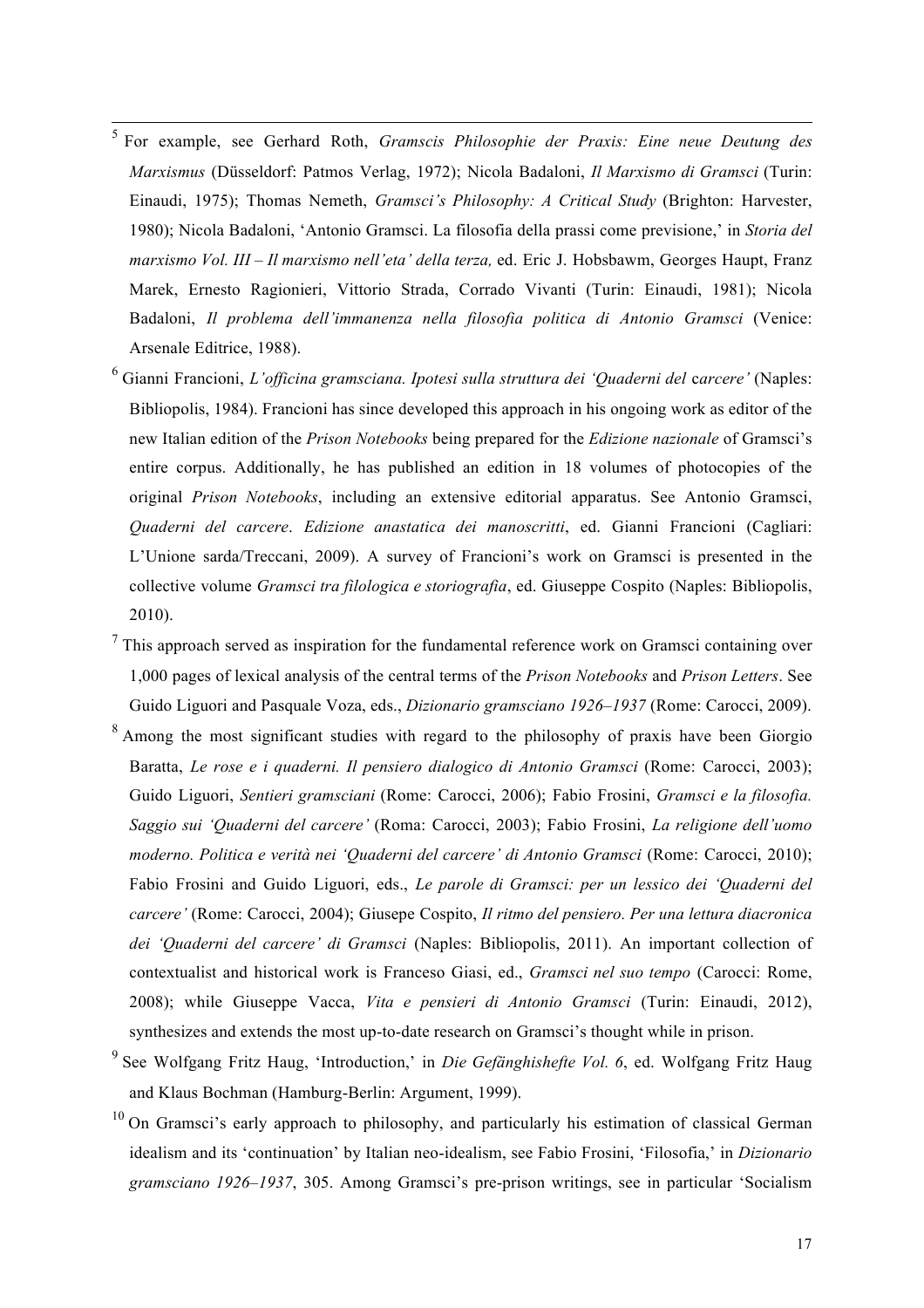[5] For example, see Gerhard Roth, *Gramscis Philosophie der Praxis: Eine neue Deutung des Marxismus* (Düsseldorf: Patmos Verlag, 1972); Nicola Badaloni, *Il Marxismo di Gramsci* (Turin: Einaudi, 1975); Thomas Nemeth, *Gramsci's Philosophy: A Critical Study* (Brighton: Harvester, 1980); Nicola Badaloni, 'Antonio Gramsci. La filosofia della prassi come previsione,' in *Storia del marxismo Vol. III – Il marxismo nell'eta' della terza,* ed. Eric J. Hobsbawm, Georges Haupt, Franz Marek, Ernesto Ragionieri, Vittorio Strada, Corrado Vivanti (Turin: Einaudi, 1981); Nicola Badaloni, *Il problema dell'immanenza nella filosofia politica di Antonio Gramsci* (Venice: Arsenale Editrice, 1988).

[6] Gianni Francioni, *L'officina gramsciana. Ipotesi sulla struttura dei 'Quaderni del* carcere*'* (Naples: Bibliopolis, 1984). Francioni has since developed this approach in his ongoing work as editor of the new Italian edition of the *Prison Notebooks* being prepared for the *Edizione nazionale* of Gramsci's entire corpus. Additionally, he has published an edition in 18 volumes of photocopies of the original *Prison Notebooks*, including an extensive editorial apparatus. See Antonio Gramsci, *Quaderni del carcere*. *Edizione anastatica dei manoscritti*, ed. Gianni Francioni (Cagliari: L'Unione sarda/Treccani, 2009). A survey of Francioni's work on Gramsci is presented in the collective volume *Gramsci tra filologica e storiografia*, ed. Giuseppe Cospito (Naples: Bibliopolis, 2010).

[7] This approach served as inspiration for the fundamental reference work on Gramsci containing over 1,000 pages of lexical analysis of the central terms of the *Prison Notebooks* and *Prison Letters*. See Guido Liguori and Pasquale Voza, eds., *Dizionario gramsciano 1926–1937* (Rome: Carocci, 2009).

[8] Among the most significant studies with regard to the philosophy of praxis have been Giorgio Baratta, *Le rose e i quaderni. Il pensiero dialogico di Antonio Gramsci* (Rome: Carocci, 2003); Guido Liguori, *Sentieri gramsciani* (Rome: Carocci, 2006); Fabio Frosini, *Gramsci e la filosofia. Saggio sui 'Quaderni del carcere'* (Roma: Carocci, 2003); Fabio Frosini, *La religione dell'uomo moderno. Politica e verità nei 'Quaderni del carcere' di Antonio Gramsci* (Rome: Carocci, 2010); Fabio Frosini and Guido Liguori, eds., *Le parole di Gramsci: per un lessico dei 'Quaderni del carcere'* (Rome: Carocci, 2004); Giusepe Cospito, *Il ritmo del pensiero. Per una lettura diacronica dei 'Quaderni del carcere' di Gramsci* (Naples: Bibliopolis, 2011). An important collection of contextualist and historical work is Franceso Giasi, ed., *Gramsci nel suo tempo* (Carocci: Rome, 2008); while Giuseppe Vacca, *Vita e pensieri di Antonio Gramsci* (Turin: Einaudi, 2012), synthesizes and extends the most up-to-date research on Gramsci's thought while in prison.

[9] See Wolfgang Fritz Haug, 'Introduction,' in *Die Gefänghishefte Vol. 6*, ed. Wolfgang Fritz Haug and Klaus Bochman (Hamburg-Berlin: Argument, 1999).

[10] On Gramsci's early approach to philosophy, and particularly his estimation of classical German idealism and its 'continuation' by Italian neo-idealism, see Fabio Frosini, 'Filosofia,' in *Dizionario gramsciano 1926–1937*, 305. Among Gramsci's pre-prison writings, see in particular 'Socialism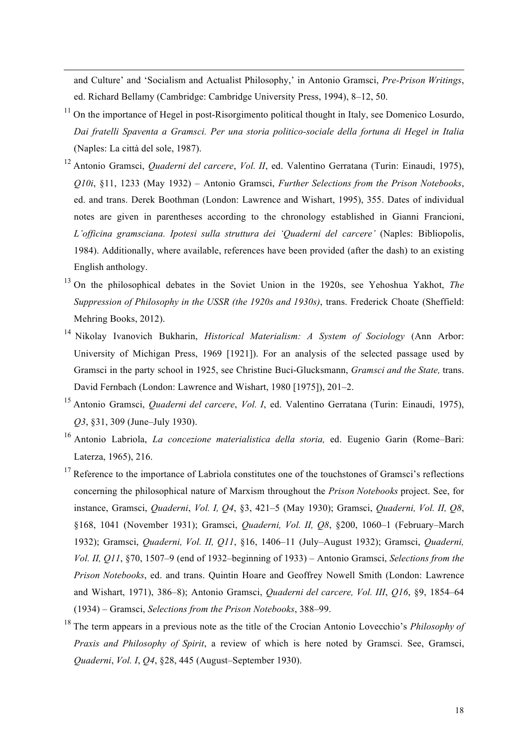and Culture' and 'Socialism and Actualist Philosophy,' in Antonio Gramsci, *Pre-Prison Writings*, ed. Richard Bellamy (Cambridge: Cambridge University Press, 1994), 8–12, 50.

[11] On the importance of Hegel in post-Risorgimento political thought in Italy, see Domenico Losurdo, *Dai fratelli Spaventa a Gramsci. Per una storia politico-sociale della fortuna di Hegel in Italia* (Naples: La città del sole, 1987).

[12] Antonio Gramsci, *Quaderni del carcere*, *Vol. II*, ed. Valentino Gerratana (Turin: Einaudi, 1975), *Q10i*, §11, 1233 (May 1932) – Antonio Gramsci, *Further Selections from the Prison Notebooks*, ed. and trans. Derek Boothman (London: Lawrence and Wishart, 1995), 355. Dates of individual notes are given in parentheses according to the chronology established in Gianni Francioni, *L'officina gramsciana. Ipotesi sulla struttura dei 'Quaderni del carcere'* (Naples: Bibliopolis, 1984). Additionally, where available, references have been provided (after the dash) to an existing English anthology.

[13] On the philosophical debates in the Soviet Union in the 1920s, see Yehoshua Yakhot, *The Suppression of Philosophy in the USSR (the 1920s and 1930s)*, trans. Frederick Choate (Sheffield: Mehring Books, 2012).

[14] Nikolay Ivanovich Bukharin, *Historical Materialism: A System of Sociology* (Ann Arbor: University of Michigan Press, 1969 [1921]). For an analysis of the selected passage used by Gramsci in the party school in 1925, see Christine Buci-Glucksmann, *Gramsci and the State,* trans. David Fernbach (London: Lawrence and Wishart, 1980 [1975]), 201–2.

[15] Antonio Gramsci, *Quaderni del carcere*, *Vol. I*, ed. Valentino Gerratana (Turin: Einaudi, 1975), *Q3*, §31, 309 (June–July 1930).

[16] Antonio Labriola, *La concezione materialistica della storia,* ed. Eugenio Garin (Rome–Bari: Laterza, 1965), 216.

[17] Reference to the importance of Labriola constitutes one of the touchstones of Gramsci's reflections concerning the philosophical nature of Marxism throughout the *Prison Notebooks* project. See, for instance, Gramsci, *Quaderni*, *Vol. I, Q4*, §3, 421–5 (May 1930); Gramsci, *Quaderni, Vol. II, Q8*, §168, 1041 (November 1931); Gramsci, *Quaderni, Vol. II, Q8*, §200, 1060–1 (February–March 1932); Gramsci, *Quaderni, Vol. II, Q11*, §16, 1406–11 (July–August 1932); Gramsci, *Quaderni, Vol. II, Q11*, §70, 1507–9 (end of 1932–beginning of 1933) – Antonio Gramsci, *Selections from the Prison Notebooks*, ed. and trans. Quintin Hoare and Geoffrey Nowell Smith (London: Lawrence and Wishart, 1971), 386–8); Antonio Gramsci, *Quaderni del carcere, Vol. III*, *Q16*, §9, 1854–64 (1934) – Gramsci, *Selections from the Prison Notebooks*, 388–99.

[18] The term appears in a previous note as the title of the Crocian Antonio Lovecchio's *Philosophy of Praxis and Philosophy of Spirit*, a review of which is here noted by Gramsci. See, Gramsci, *Quaderni*, *Vol. I*, *Q4*, §28, 445 (August–September 1930).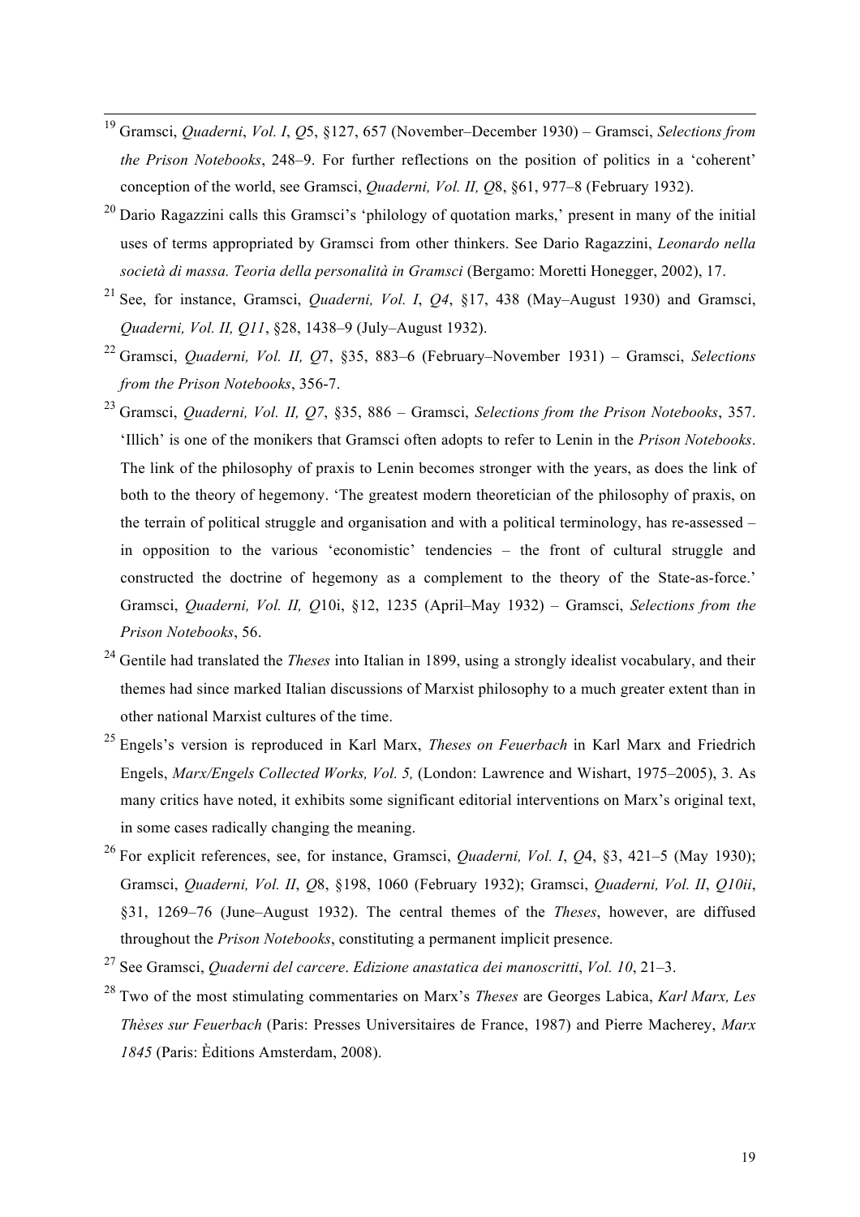[19] Gramsci, *Quaderni*, *Vol. I*, *Q*5, §127, 657 (November–December 1930) – Gramsci, *Selections from the Prison Notebooks*, 248–9. For further reflections on the position of politics in a 'coherent' conception of the world, see Gramsci, *Quaderni, Vol. II, Q*8, §61, 977–8 (February 1932).

[20] Dario Ragazzini calls this Gramsci's 'philology of quotation marks,' present in many of the initial uses of terms appropriated by Gramsci from other thinkers. See Dario Ragazzini, *Leonardo nella società di massa. Teoria della personalità in Gramsci* (Bergamo: Moretti Honegger, 2002), 17.

[21] See, for instance, Gramsci, *Quaderni, Vol. I*, *Q4*, §17, 438 (May–August 1930) and Gramsci, *Quaderni, Vol. II, Q11*, §28, 1438–9 (July–August 1932).

[22] Gramsci, *Quaderni, Vol. II, Q*7, §35, 883–6 (February–November 1931) – Gramsci, *Selections from the Prison Notebooks*, 356-7.

[23] Gramsci, *Quaderni, Vol. II, Q7*, §35, 886 – Gramsci, *Selections from the Prison Notebooks*, 357. 'Illich' is one of the monikers that Gramsci often adopts to refer to Lenin in the *Prison Notebooks*. The link of the philosophy of praxis to Lenin becomes stronger with the years, as does the link of both to the theory of hegemony. 'The greatest modern theoretician of the philosophy of praxis, on the terrain of political struggle and organisation and with a political terminology, has re-assessed – in opposition to the various 'economistic' tendencies – the front of cultural struggle and constructed the doctrine of hegemony as a complement to the theory of the State-as-force.' Gramsci, *Quaderni, Vol. II, Q*10i, §12, 1235 (April–May 1932) – Gramsci, *Selections from the Prison Notebooks*, 56.

[24] Gentile had translated the *Theses* into Italian in 1899, using a strongly idealist vocabulary, and their themes had since marked Italian discussions of Marxist philosophy to a much greater extent than in other national Marxist cultures of the time.

[25] Engels's version is reproduced in Karl Marx, *Theses on Feuerbach* in Karl Marx and Friedrich Engels, *Marx/Engels Collected Works, Vol. 5,* (London: Lawrence and Wishart, 1975–2005), 3. As many critics have noted, it exhibits some significant editorial interventions on Marx's original text, in some cases radically changing the meaning.

[26] For explicit references, see, for instance, Gramsci, *Quaderni, Vol. I*, *Q*4, §3, 421–5 (May 1930); Gramsci, *Quaderni, Vol. II*, *Q*8, §198, 1060 (February 1932); Gramsci, *Quaderni, Vol. II*, *Q10ii*, §31, 1269–76 (June–August 1932). The central themes of the *Theses*, however, are diffused throughout the *Prison Notebooks*, constituting a permanent implicit presence.

[27] See Gramsci, *Quaderni del carcere*. *Edizione anastatica dei manoscritti*, *Vol. 10*, 21–3.

[28] Two of the most stimulating commentaries on Marx's *Theses* are Georges Labica, *Karl Marx, Les Thèses sur Feuerbach* (Paris: Presses Universitaires de France, 1987) and Pierre Macherey, *Marx 1845* (Paris: Èditions Amsterdam, 2008).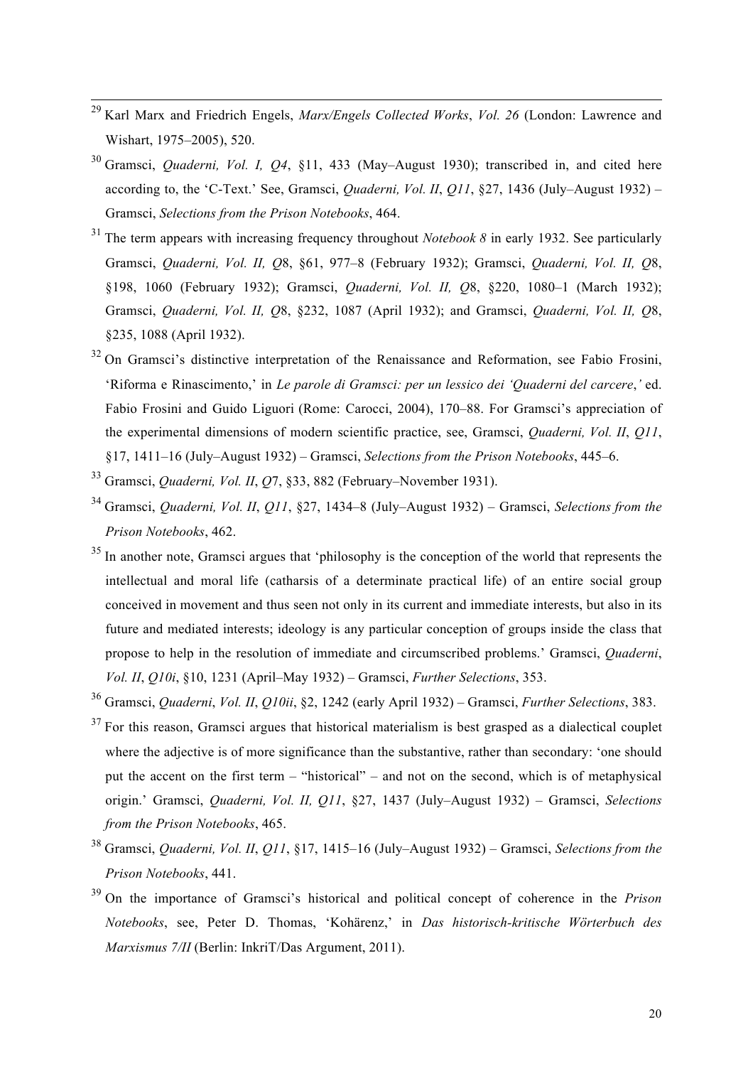[29] Karl Marx and Friedrich Engels, *Marx/Engels Collected Works*, *Vol. 26* (London: Lawrence and Wishart, 1975–2005), 520.

[30] Gramsci, *Quaderni, Vol. I, Q4*, §11, 433 (May–August 1930); transcribed in, and cited here according to, the 'C-Text.' See, Gramsci, *Quaderni, Vol. II*, *Q11*, §27, 1436 (July–August 1932) – Gramsci, *Selections from the Prison Notebooks*, 464.

[31] The term appears with increasing frequency throughout *Notebook 8* in early 1932. See particularly Gramsci, *Quaderni, Vol. II, Q*8, §61, 977–8 (February 1932); Gramsci, *Quaderni, Vol. II, Q*8, §198, 1060 (February 1932); Gramsci, *Quaderni, Vol. II, Q*8, §220, 1080–1 (March 1932); Gramsci, *Quaderni, Vol. II, Q*8, §232, 1087 (April 1932); and Gramsci, *Quaderni, Vol. II, Q*8, §235, 1088 (April 1932).

[32] On Gramsci's distinctive interpretation of the Renaissance and Reformation, see Fabio Frosini, 'Riforma e Rinascimento,' in *Le parole di Gramsci: per un lessico dei 'Quaderni del carcere*,*'* ed. Fabio Frosini and Guido Liguori (Rome: Carocci, 2004), 170–88. For Gramsci's appreciation of the experimental dimensions of modern scientific practice, see, Gramsci, *Quaderni, Vol. II*, *Q11*, §17, 1411–16 (July–August 1932) – Gramsci, *Selections from the Prison Notebooks*, 445–6.

[33] Gramsci, *Quaderni, Vol. II*, *Q*7, §33, 882 (February–November 1931).

[34] Gramsci, *Quaderni, Vol. II*, *Q11*, §27, 1434–8 (July–August 1932) – Gramsci, *Selections from the Prison Notebooks*, 462.

[35] In another note, Gramsci argues that 'philosophy is the conception of the world that represents the intellectual and moral life (catharsis of a determinate practical life) of an entire social group conceived in movement and thus seen not only in its current and immediate interests, but also in its future and mediated interests; ideology is any particular conception of groups inside the class that propose to help in the resolution of immediate and circumscribed problems.' Gramsci, *Quaderni*, *Vol. II*, *Q10i*, §10, 1231 (April–May 1932) – Gramsci, *Further Selections*, 353.

[36] Gramsci, *Quaderni*, *Vol. II*, *Q10ii*, §2, 1242 (early April 1932) – Gramsci, *Further Selections*, 383.

[37] For this reason, Gramsci argues that historical materialism is best grasped as a dialectical couplet where the adjective is of more significance than the substantive, rather than secondary: 'one should put the accent on the first term – "historical" – and not on the second, which is of metaphysical origin.' Gramsci, *Quaderni, Vol. II, Q11*, §27, 1437 (July–August 1932) – Gramsci, *Selections from the Prison Notebooks*, 465.

[38] Gramsci, *Quaderni, Vol. II*, *Q11*, §17, 1415–16 (July–August 1932) – Gramsci, *Selections from the Prison Notebooks*, 441.

[39] On the importance of Gramsci's historical and political concept of coherence in the *Prison Notebooks*, see, Peter D. Thomas, 'Kohärenz,' in *Das historisch-kritische Wörterbuch des Marxismus 7/II* (Berlin: InkriT/Das Argument, 2011).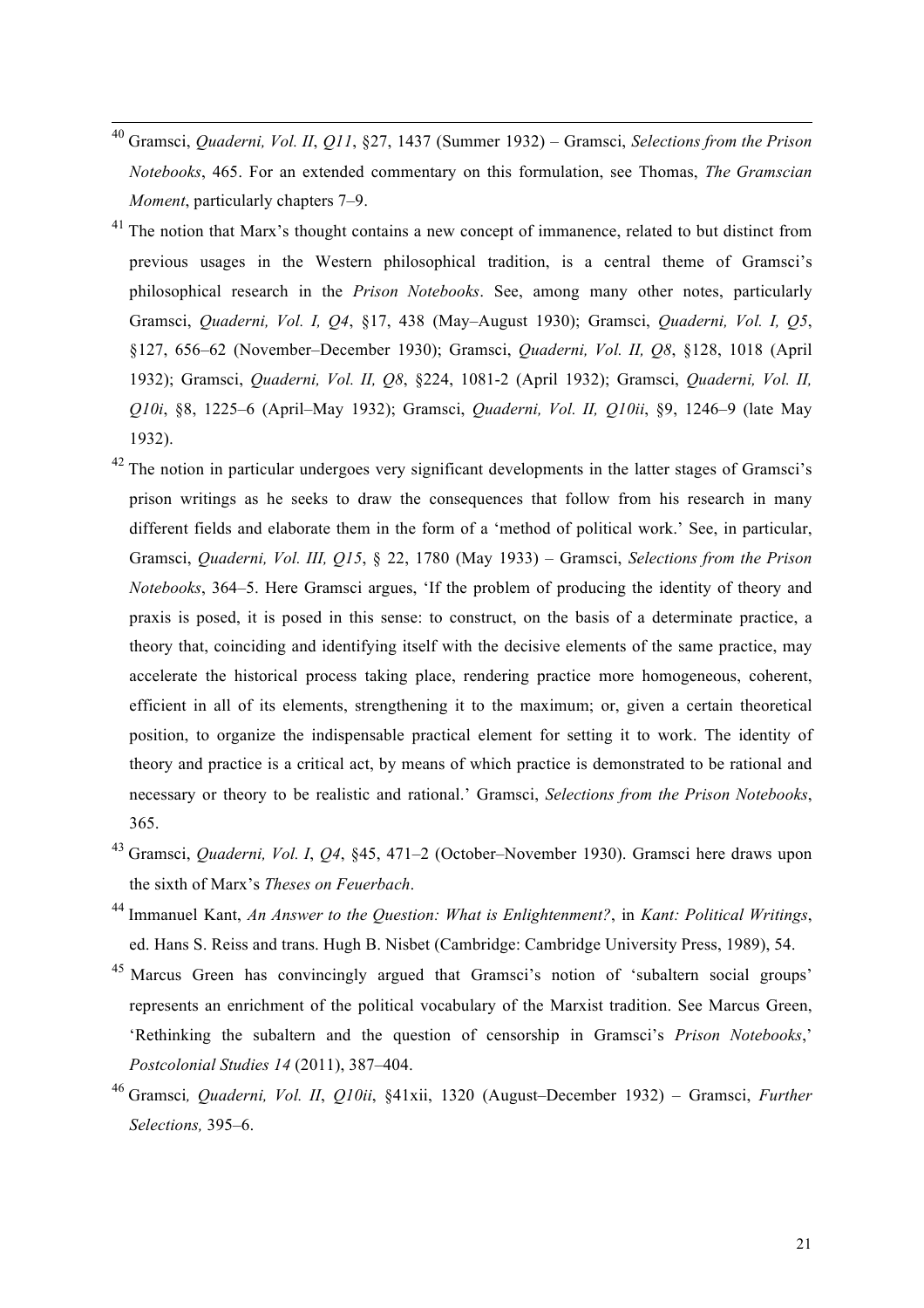[40] Gramsci, *Quaderni, Vol. II*, *Q11*, §27, 1437 (Summer 1932) – Gramsci, *Selections from the Prison Notebooks*, 465. For an extended commentary on this formulation, see Thomas, *The Gramscian Moment*, particularly chapters 7–9.

[41] The notion that Marx's thought contains a new concept of immanence, related to but distinct from previous usages in the Western philosophical tradition, is a central theme of Gramsci's philosophical research in the *Prison Notebooks*. See, among many other notes, particularly Gramsci, *Quaderni, Vol. I, Q4*, §17, 438 (May–August 1930); Gramsci, *Quaderni, Vol. I, Q5*, §127, 656–62 (November–December 1930); Gramsci, *Quaderni, Vol. II, Q8*, §128, 1018 (April 1932); Gramsci, *Quaderni, Vol. II, Q8*, §224, 1081-2 (April 1932); Gramsci, *Quaderni, Vol. II, Q10i*, §8, 1225–6 (April–May 1932); Gramsci, *Quaderni, Vol. II, Q10ii*, §9, 1246–9 (late May 1932).

[42] The notion in particular undergoes very significant developments in the latter stages of Gramsci's prison writings as he seeks to draw the consequences that follow from his research in many different fields and elaborate them in the form of a 'method of political work.' See, in particular, Gramsci, *Quaderni, Vol. III, Q15*, § 22, 1780 (May 1933) – Gramsci, *Selections from the Prison Notebooks*, 364–5. Here Gramsci argues, 'If the problem of producing the identity of theory and praxis is posed, it is posed in this sense: to construct, on the basis of a determinate practice, a theory that, coinciding and identifying itself with the decisive elements of the same practice, may accelerate the historical process taking place, rendering practice more homogeneous, coherent, efficient in all of its elements, strengthening it to the maximum; or, given a certain theoretical position, to organize the indispensable practical element for setting it to work. The identity of theory and practice is a critical act, by means of which practice is demonstrated to be rational and necessary or theory to be realistic and rational.' Gramsci, *Selections from the Prison Notebooks*, 365.

[43] Gramsci, *Quaderni, Vol. I*, *Q4*, §45, 471–2 (October–November 1930). Gramsci here draws upon the sixth of Marx's *Theses on Feuerbach*.

[44] Immanuel Kant, *An Answer to the Question: What is Enlightenment?*, in *Kant: Political Writings*, ed. Hans S. Reiss and trans. Hugh B. Nisbet (Cambridge: Cambridge University Press, 1989), 54.

[45] Marcus Green has convincingly argued that Gramsci's notion of 'subaltern social groups' represents an enrichment of the political vocabulary of the Marxist tradition. See Marcus Green, 'Rethinking the subaltern and the question of censorship in Gramsci's *Prison Notebooks*,' *Postcolonial Studies 14* (2011), 387–404.

[46] Gramsci*, Quaderni, Vol. II*, *Q10ii*, §41xii, 1320 (August–December 1932) – Gramsci, *Further Selections,* 395–6.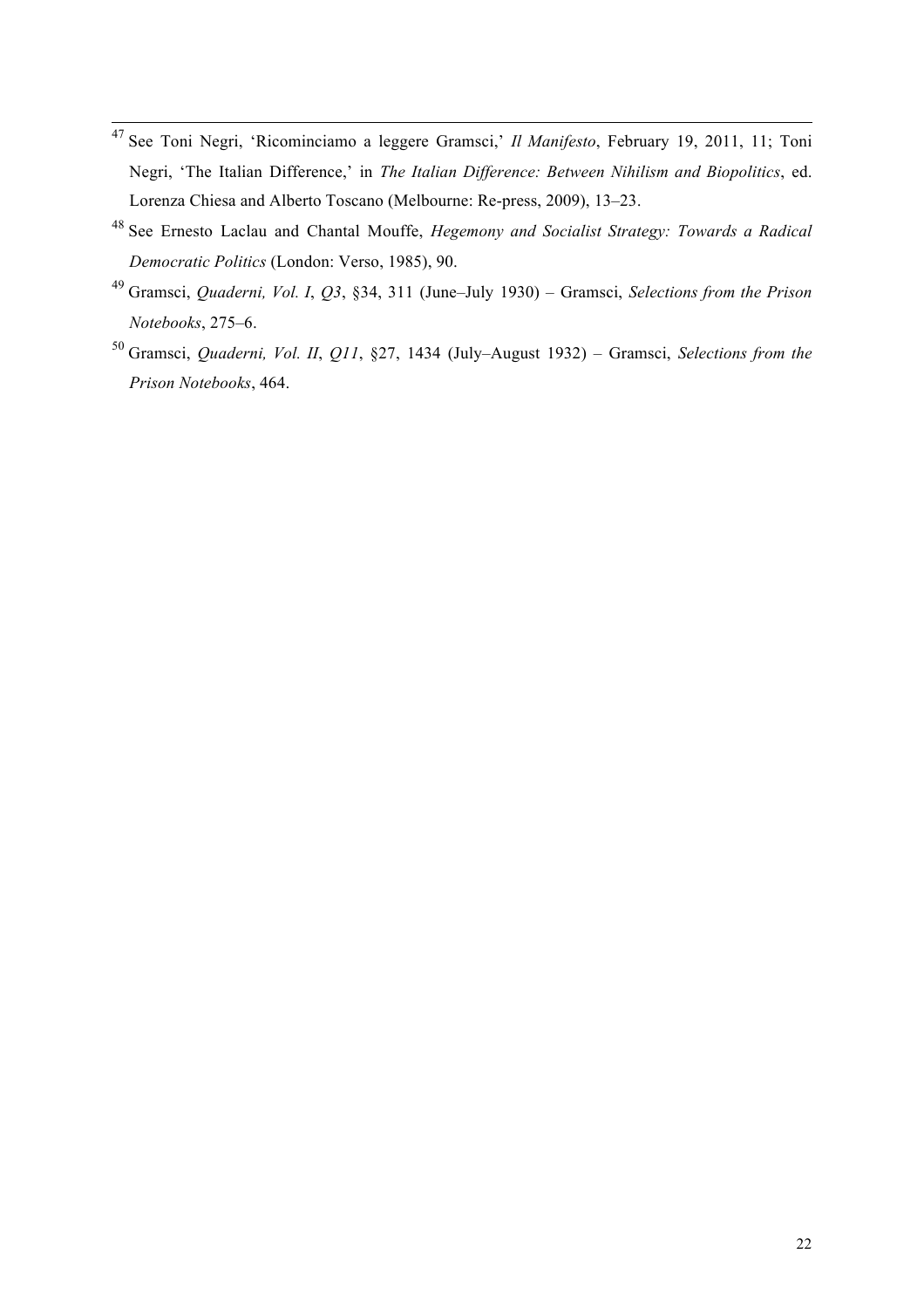[47] See Toni Negri, 'Ricominciamo a leggere Gramsci,' *Il Manifesto*, February 19, 2011, 11; Toni Negri, 'The Italian Difference,' in *The Italian Difference: Between Nihilism and Biopolitics*, ed. Lorenza Chiesa and Alberto Toscano (Melbourne: Re-press, 2009), 13–23.

[48] See Ernesto Laclau and Chantal Mouffe, *Hegemony and Socialist Strategy: Towards a Radical Democratic Politics* (London: Verso, 1985), 90.

[49] Gramsci, *Quaderni, Vol. I*, *Q3*, §34, 311 (June–July 1930) – Gramsci, *Selections from the Prison Notebooks*, 275–6.

[50] Gramsci, *Quaderni, Vol. II*, *Q11*, §27, 1434 (July–August 1932) – Gramsci, *Selections from the Prison Notebooks*, 464.